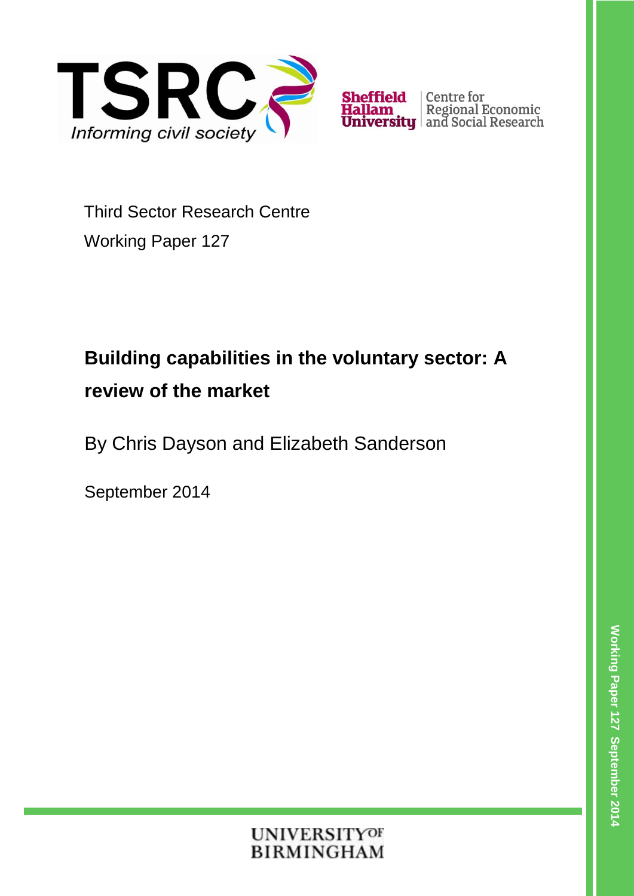TSRC Informing civil society

Sheffield Hallam University | Centre for Regional Economic and Social Research

Third Sector Research Centre

Working Paper 127

# Building capabilities in the voluntary sector: A review of the market

By Chris Dayson and Elizabeth Sanderson

September 2014

UNIVERSITY OF BIRMINGHAM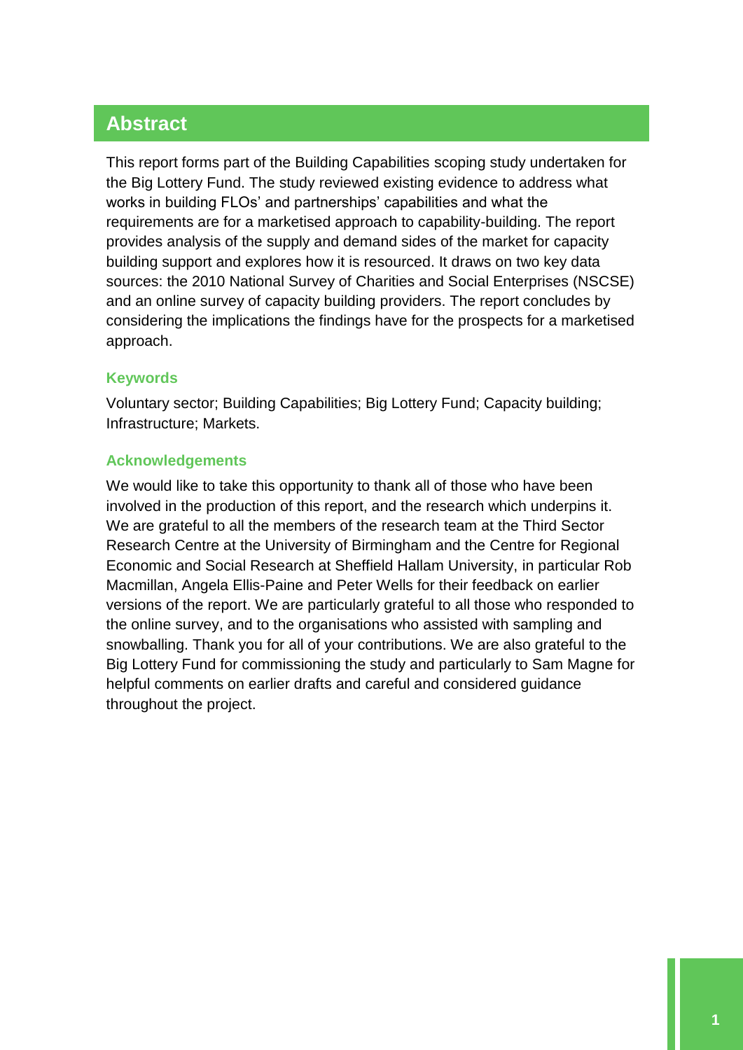## Abstract

This report forms part of the Building Capabilities scoping study undertaken for the Big Lottery Fund. The study reviewed existing evidence to address what works in building FLOs' and partnerships' capabilities and what the requirements are for a marketised approach to capability-building. The report provides analysis of the supply and demand sides of the market for capacity building support and explores how it is resourced. It draws on two key data sources: the 2010 National Survey of Charities and Social Enterprises (NSCSE) and an online survey of capacity building providers. The report concludes by considering the implications the findings have for the prospects for a marketised approach.

### Keywords

Voluntary sector; Building Capabilities; Big Lottery Fund; Capacity building; Infrastructure; Markets.

### Acknowledgements

We would like to take this opportunity to thank all of those who have been involved in the production of this report, and the research which underpins it. We are grateful to all the members of the research team at the Third Sector Research Centre at the University of Birmingham and the Centre for Regional Economic and Social Research at Sheffield Hallam University, in particular Rob Macmillan, Angela Ellis-Paine and Peter Wells for their feedback on earlier versions of the report. We are particularly grateful to all those who responded to the online survey, and to the organisations who assisted with sampling and snowballing. Thank you for all of your contributions. We are also grateful to the Big Lottery Fund for commissioning the study and particularly to Sam Magne for helpful comments on earlier drafts and careful and considered guidance throughout the project.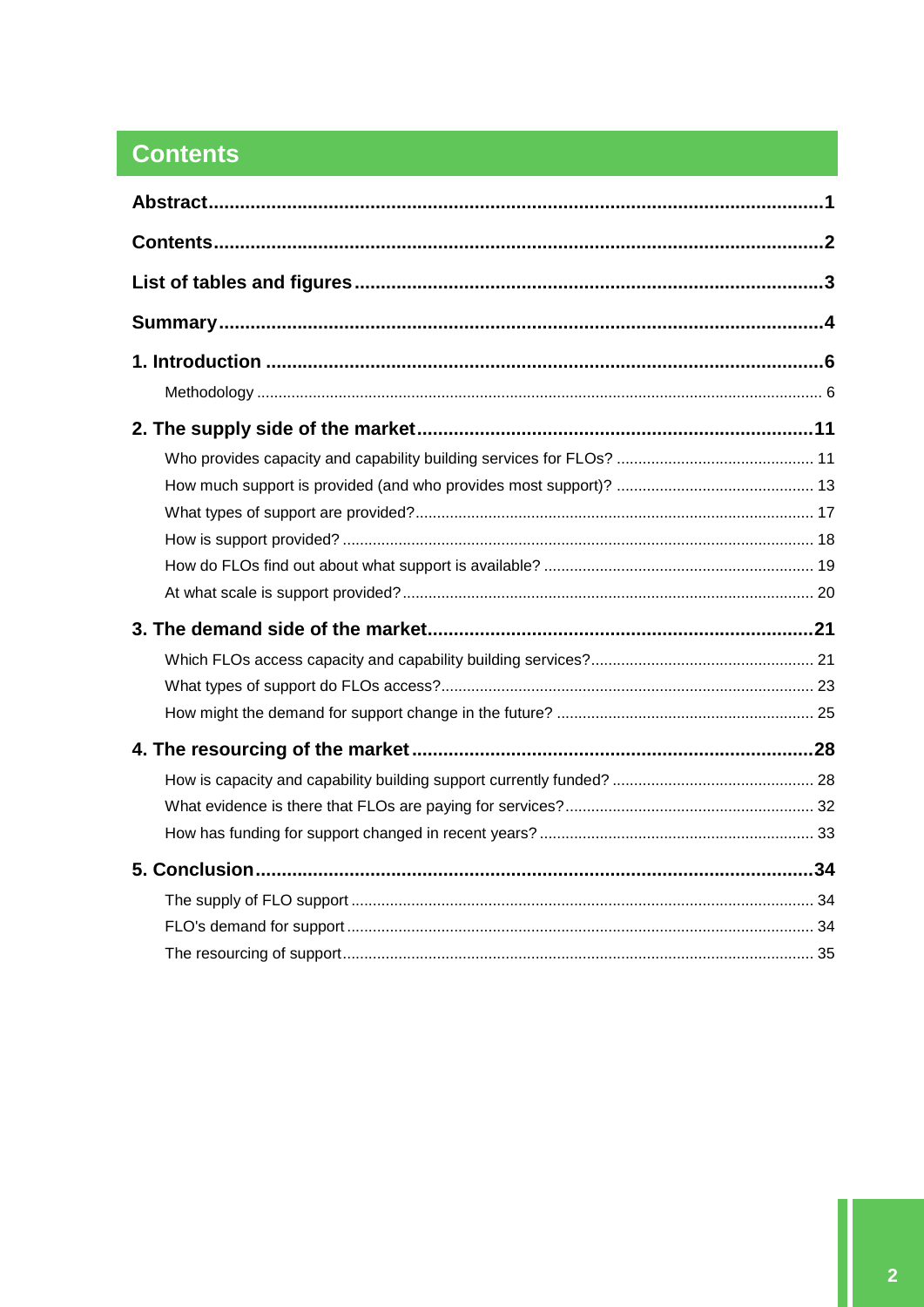# Contents

**Abstract** .......... **1**

**Contents** .......... **2**

**List of tables and figures** .......... **3**

**Summary** .......... **4**

**1. Introduction** .......... **6**

- Methodology .......... 6

**2. The supply side of the market** .......... **11**

- Who provides capacity and capability building services for FLOs? .......... 11
- How much support is provided (and who provides most support)? .......... 13
- What types of support are provided? .......... 17
- How is support provided? .......... 18
- How do FLOs find out about what support is available? .......... 19
- At what scale is support provided? .......... 20

**3. The demand side of the market** .......... **21**

- Which FLOs access capacity and capability building services? .......... 21
- What types of support do FLOs access? .......... 23
- How might the demand for support change in the future? .......... 25

**4. The resourcing of the market** .......... **28**

- How is capacity and capability building support currently funded? .......... 28
- What evidence is there that FLOs are paying for services? .......... 32
- How has funding for support changed in recent years? .......... 33

**5. Conclusion** .......... **34**

- The supply of FLO support .......... 34
- FLO's demand for support .......... 34
- The resourcing of support .......... 35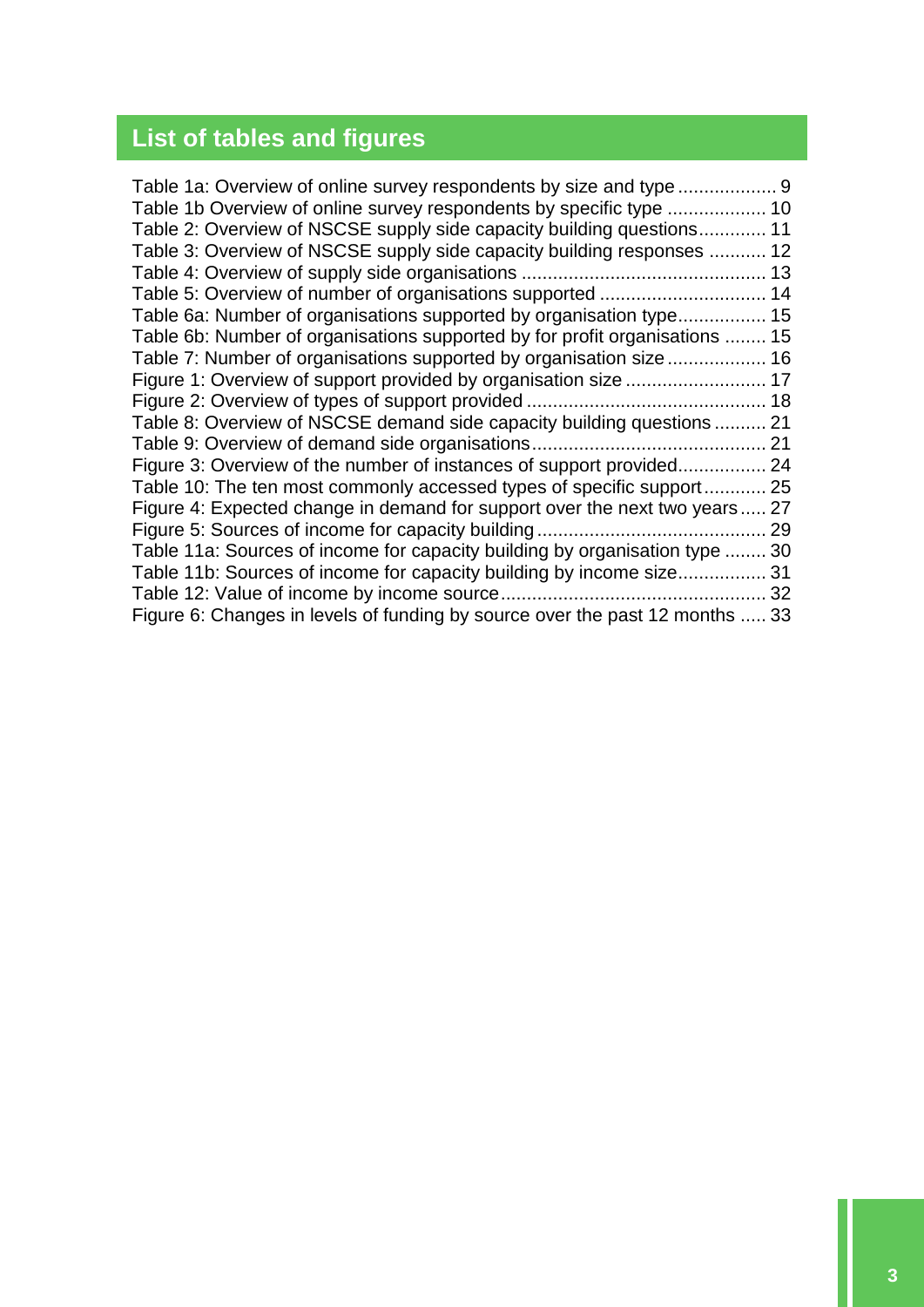## List of tables and figures

Table 1a: Overview of online survey respondents by size and type ................... 9
Table 1b Overview of online survey respondents by specific type ................... 10
Table 2: Overview of NSCSE supply side capacity building questions............. 11
Table 3: Overview of NSCSE supply side capacity building responses ........... 12
Table 4: Overview of supply side organisations ............................................... 13
Table 5: Overview of number of organisations supported ................................ 14
Table 6a: Number of organisations supported by organisation type................. 15
Table 6b: Number of organisations supported by for profit organisations ........ 15
Table 7: Number of organisations supported by organisation size ................... 16
Figure 1: Overview of support provided by organisation size ........................... 17
Figure 2: Overview of types of support provided ............................................. 18
Table 8: Overview of NSCSE demand side capacity building questions .......... 21
Table 9: Overview of demand side organisations............................................. 21
Figure 3: Overview of the number of instances of support provided................. 24
Table 10: The ten most commonly accessed types of specific support............ 25
Figure 4: Expected change in demand for support over the next two years..... 27
Figure 5: Sources of income for capacity building ............................................ 29
Table 11a: Sources of income for capacity building by organisation type ........ 30
Table 11b: Sources of income for capacity building by income size................. 31
Table 12: Value of income by income source................................................... 32
Figure 6: Changes in levels of funding by source over the past 12 months ..... 33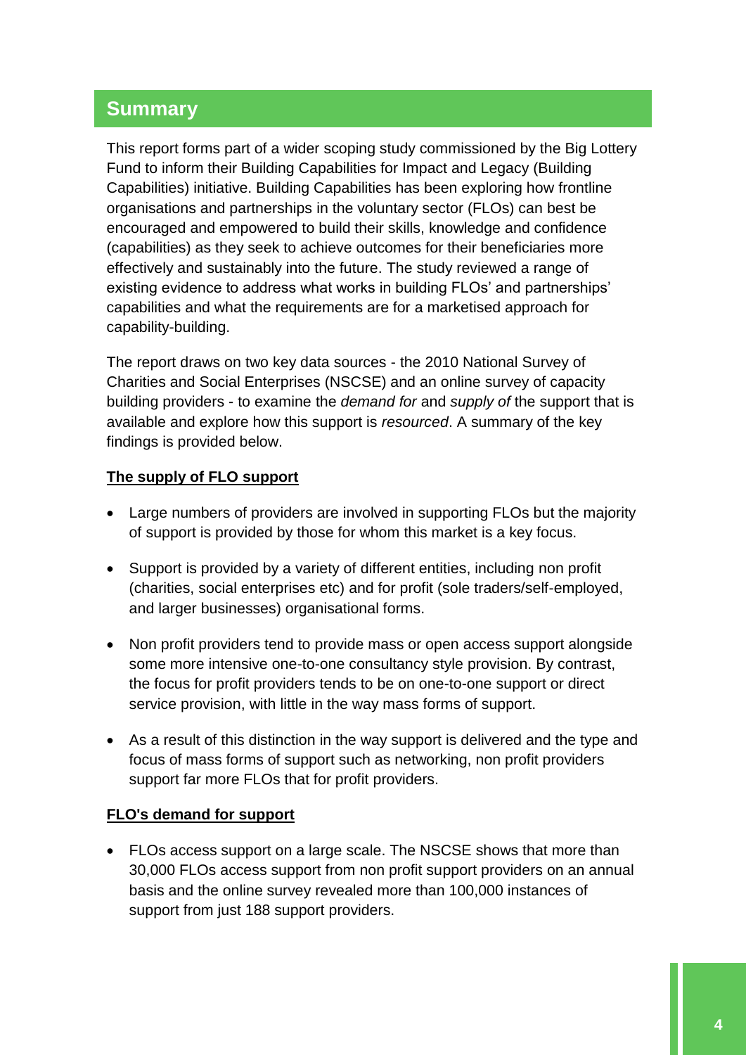## Summary

This report forms part of a wider scoping study commissioned by the Big Lottery Fund to inform their Building Capabilities for Impact and Legacy (Building Capabilities) initiative. Building Capabilities has been exploring how frontline organisations and partnerships in the voluntary sector (FLOs) can best be encouraged and empowered to build their skills, knowledge and confidence (capabilities) as they seek to achieve outcomes for their beneficiaries more effectively and sustainably into the future. The study reviewed a range of existing evidence to address what works in building FLOs' and partnerships' capabilities and what the requirements are for a marketised approach for capability-building.

The report draws on two key data sources - the 2010 National Survey of Charities and Social Enterprises (NSCSE) and an online survey of capacity building providers - to examine the *demand for* and *supply of* the support that is available and explore how this support is *resourced*. A summary of the key findings is provided below.

**The supply of FLO support**

- Large numbers of providers are involved in supporting FLOs but the majority of support is provided by those for whom this market is a key focus.
- Support is provided by a variety of different entities, including non profit (charities, social enterprises etc) and for profit (sole traders/self-employed, and larger businesses) organisational forms.
- Non profit providers tend to provide mass or open access support alongside some more intensive one-to-one consultancy style provision. By contrast, the focus for profit providers tends to be on one-to-one support or direct service provision, with little in the way mass forms of support.
- As a result of this distinction in the way support is delivered and the type and focus of mass forms of support such as networking, non profit providers support far more FLOs that for profit providers.

**FLO's demand for support**

- FLOs access support on a large scale. The NSCSE shows that more than 30,000 FLOs access support from non profit support providers on an annual basis and the online survey revealed more than 100,000 instances of support from just 188 support providers.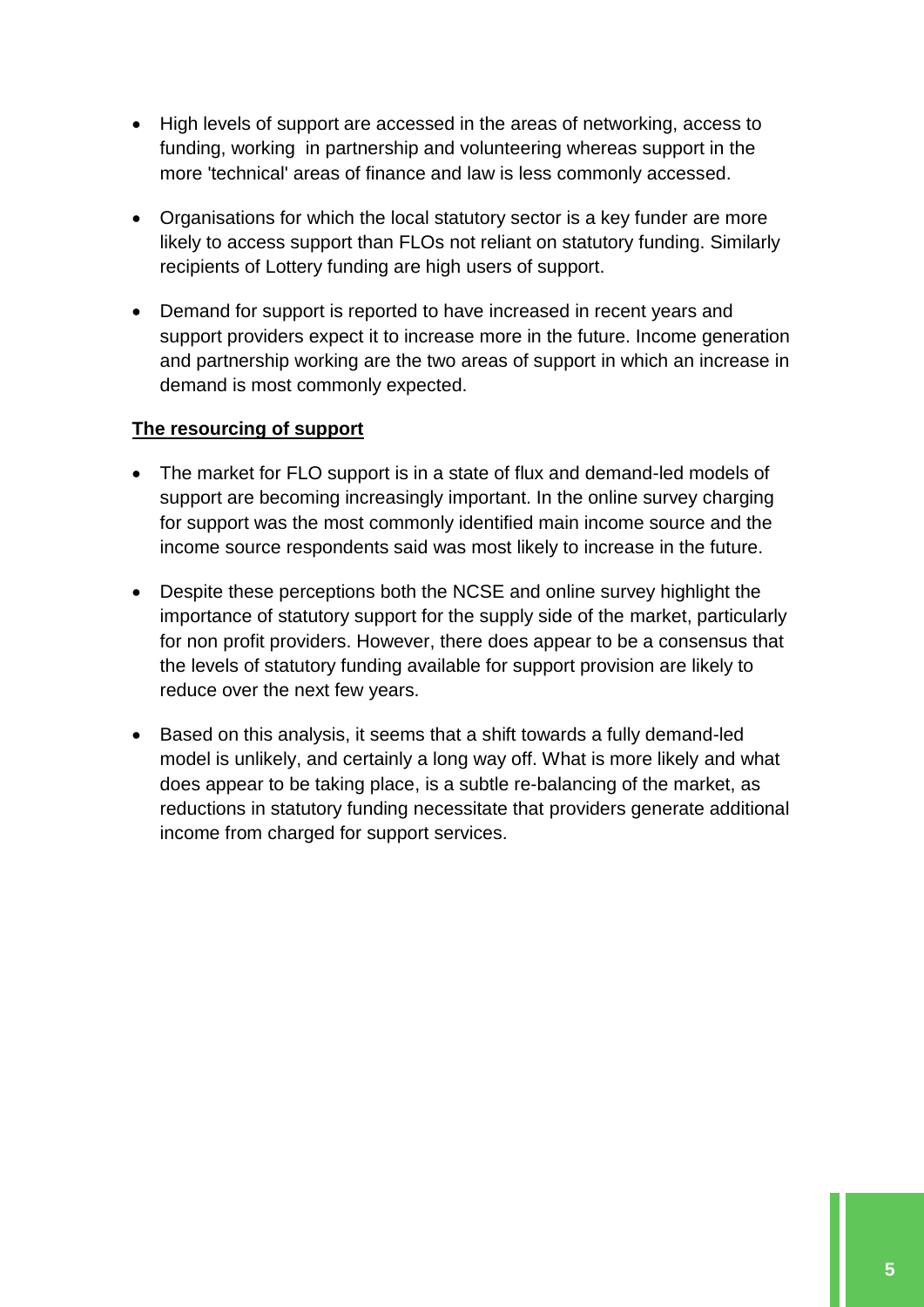- High levels of support are accessed in the areas of networking, access to funding, working in partnership and volunteering whereas support in the more 'technical' areas of finance and law is less commonly accessed.
- Organisations for which the local statutory sector is a key funder are more likely to access support than FLOs not reliant on statutory funding. Similarly recipients of Lottery funding are high users of support.
- Demand for support is reported to have increased in recent years and support providers expect it to increase more in the future. Income generation and partnership working are the two areas of support in which an increase in demand is most commonly expected.

**The resourcing of support**

- The market for FLO support is in a state of flux and demand-led models of support are becoming increasingly important. In the online survey charging for support was the most commonly identified main income source and the income source respondents said was most likely to increase in the future.
- Despite these perceptions both the NCSE and online survey highlight the importance of statutory support for the supply side of the market, particularly for non profit providers. However, there does appear to be a consensus that the levels of statutory funding available for support provision are likely to reduce over the next few years.
- Based on this analysis, it seems that a shift towards a fully demand-led model is unlikely, and certainly a long way off. What is more likely and what does appear to be taking place, is a subtle re-balancing of the market, as reductions in statutory funding necessitate that providers generate additional income from charged for support services.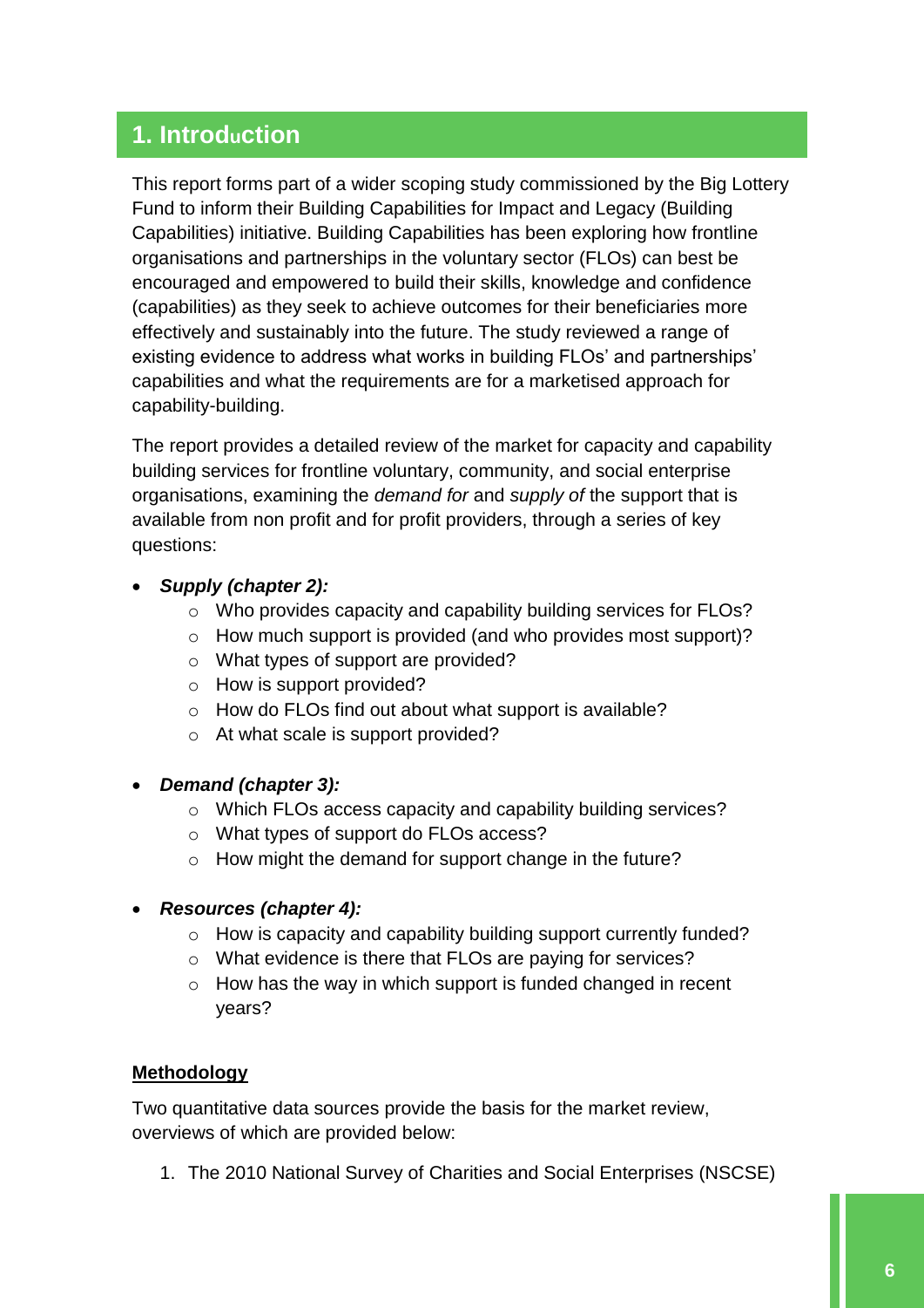# 1. Introduction

This report forms part of a wider scoping study commissioned by the Big Lottery Fund to inform their Building Capabilities for Impact and Legacy (Building Capabilities) initiative. Building Capabilities has been exploring how frontline organisations and partnerships in the voluntary sector (FLOs) can best be encouraged and empowered to build their skills, knowledge and confidence (capabilities) as they seek to achieve outcomes for their beneficiaries more effectively and sustainably into the future. The study reviewed a range of existing evidence to address what works in building FLOs' and partnerships' capabilities and what the requirements are for a marketised approach for capability-building.

The report provides a detailed review of the market for capacity and capability building services for frontline voluntary, community, and social enterprise organisations, examining the *demand for* and *supply of* the support that is available from non profit and for profit providers, through a series of key questions:

- ***Supply (chapter 2):***
  - Who provides capacity and capability building services for FLOs?
  - How much support is provided (and who provides most support)?
  - What types of support are provided?
  - How is support provided?
  - How do FLOs find out about what support is available?
  - At what scale is support provided?
- ***Demand (chapter 3):***
  - Which FLOs access capacity and capability building services?
  - What types of support do FLOs access?
  - How might the demand for support change in the future?
- ***Resources (chapter 4):***
  - How is capacity and capability building support currently funded?
  - What evidence is there that FLOs are paying for services?
  - How has the way in which support is funded changed in recent years?

**Methodology**

Two quantitative data sources provide the basis for the market review, overviews of which are provided below:

1. The 2010 National Survey of Charities and Social Enterprises (NSCSE)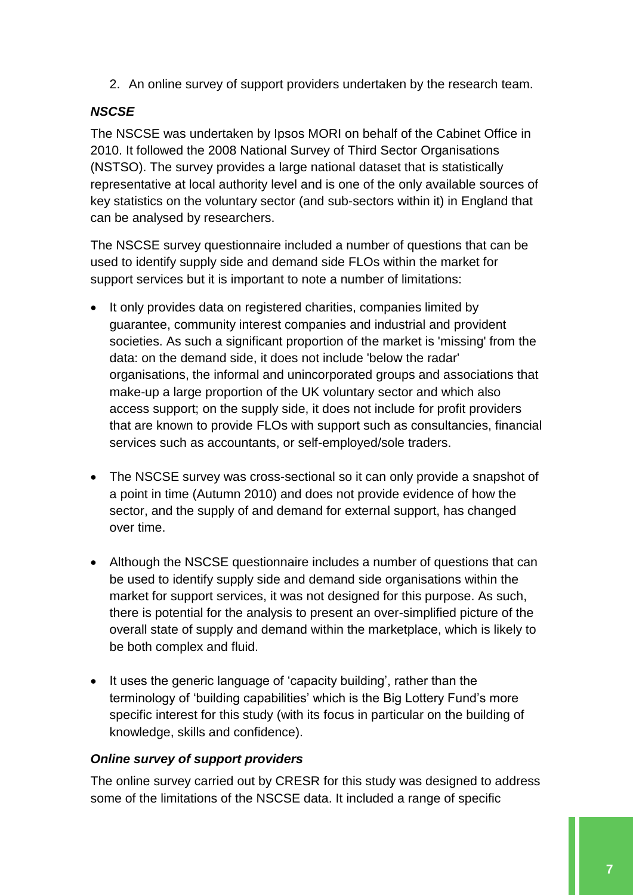2. An online survey of support providers undertaken by the research team.

### *NSCSE*

The NSCSE was undertaken by Ipsos MORI on behalf of the Cabinet Office in 2010. It followed the 2008 National Survey of Third Sector Organisations (NSTSO). The survey provides a large national dataset that is statistically representative at local authority level and is one of the only available sources of key statistics on the voluntary sector (and sub-sectors within it) in England that can be analysed by researchers.

The NSCSE survey questionnaire included a number of questions that can be used to identify supply side and demand side FLOs within the market for support services but it is important to note a number of limitations:

- It only provides data on registered charities, companies limited by guarantee, community interest companies and industrial and provident societies. As such a significant proportion of the market is 'missing' from the data: on the demand side, it does not include 'below the radar' organisations, the informal and unincorporated groups and associations that make-up a large proportion of the UK voluntary sector and which also access support; on the supply side, it does not include for profit providers that are known to provide FLOs with support such as consultancies, financial services such as accountants, or self-employed/sole traders.

- The NSCSE survey was cross-sectional so it can only provide a snapshot of a point in time (Autumn 2010) and does not provide evidence of how the sector, and the supply of and demand for external support, has changed over time.

- Although the NSCSE questionnaire includes a number of questions that can be used to identify supply side and demand side organisations within the market for support services, it was not designed for this purpose. As such, there is potential for the analysis to present an over-simplified picture of the overall state of supply and demand within the marketplace, which is likely to be both complex and fluid.

- It uses the generic language of 'capacity building', rather than the terminology of 'building capabilities' which is the Big Lottery Fund's more specific interest for this study (with its focus in particular on the building of knowledge, skills and confidence).

### *Online survey of support providers*

The online survey carried out by CRESR for this study was designed to address some of the limitations of the NSCSE data. It included a range of specific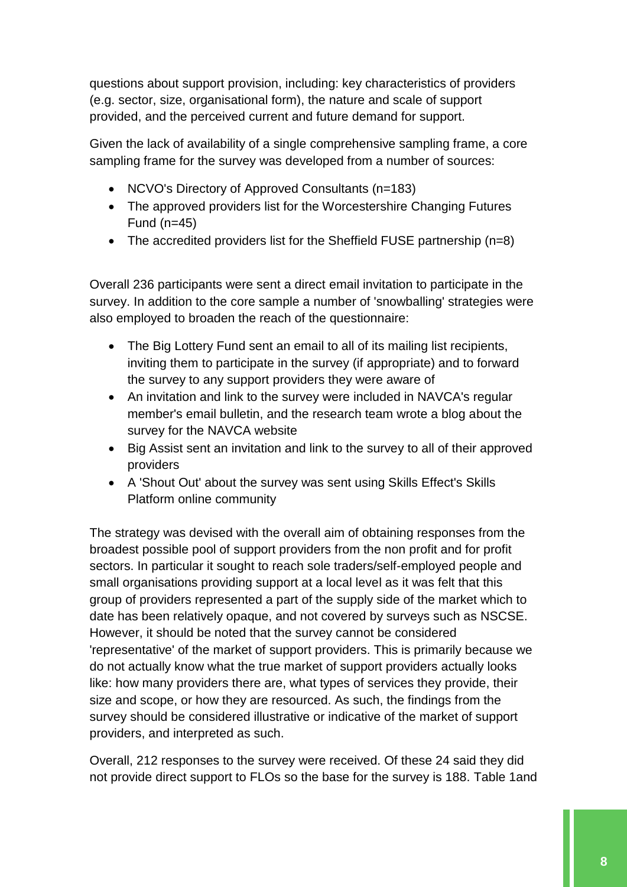questions about support provision, including: key characteristics of providers (e.g. sector, size, organisational form), the nature and scale of support provided, and the perceived current and future demand for support.

Given the lack of availability of a single comprehensive sampling frame, a core sampling frame for the survey was developed from a number of sources:

- NCVO's Directory of Approved Consultants (n=183)
- The approved providers list for the Worcestershire Changing Futures Fund (n=45)
- The accredited providers list for the Sheffield FUSE partnership (n=8)

Overall 236 participants were sent a direct email invitation to participate in the survey. In addition to the core sample a number of 'snowballing' strategies were also employed to broaden the reach of the questionnaire:

- The Big Lottery Fund sent an email to all of its mailing list recipients, inviting them to participate in the survey (if appropriate) and to forward the survey to any support providers they were aware of
- An invitation and link to the survey were included in NAVCA's regular member's email bulletin, and the research team wrote a blog about the survey for the NAVCA website
- Big Assist sent an invitation and link to the survey to all of their approved providers
- A 'Shout Out' about the survey was sent using Skills Effect's Skills Platform online community

The strategy was devised with the overall aim of obtaining responses from the broadest possible pool of support providers from the non profit and for profit sectors. In particular it sought to reach sole traders/self-employed people and small organisations providing support at a local level as it was felt that this group of providers represented a part of the supply side of the market which to date has been relatively opaque, and not covered by surveys such as NSCSE. However, it should be noted that the survey cannot be considered 'representative' of the market of support providers. This is primarily because we do not actually know what the true market of support providers actually looks like: how many providers there are, what types of services they provide, their size and scope, or how they are resourced. As such, the findings from the survey should be considered illustrative or indicative of the market of support providers, and interpreted as such.

Overall, 212 responses to the survey were received. Of these 24 said they did not provide direct support to FLOs so the base for the survey is 188. Table 1and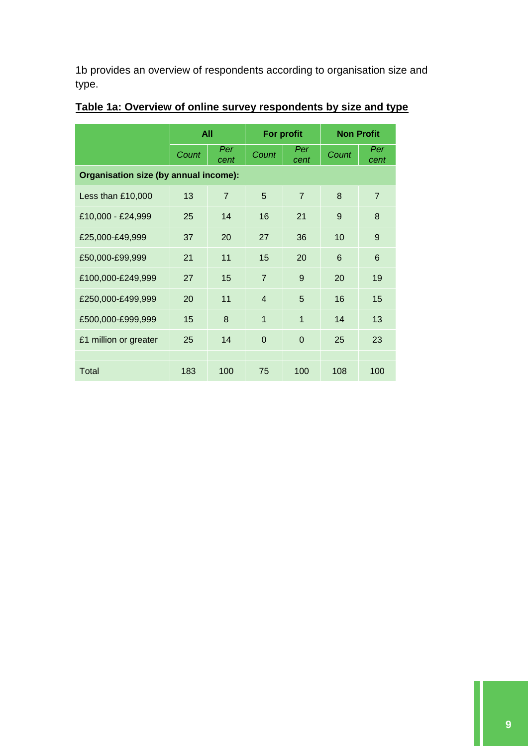1b provides an overview of respondents according to organisation size and type.

**Table 1a: Overview of online survey respondents by size and type**

| | All | | For profit | | Non Profit | |
|---|---|---|---|---|---|---|
| | *Count* | *Per cent* | *Count* | *Per cent* | *Count* | *Per cent* |
| **Organisation size (by annual income):** | | | | | | |
| Less than £10,000 | 13 | 7 | 5 | 7 | 8 | 7 |
| £10,000 - £24,999 | 25 | 14 | 16 | 21 | 9 | 8 |
| £25,000-£49,999 | 37 | 20 | 27 | 36 | 10 | 9 |
| £50,000-£99,999 | 21 | 11 | 15 | 20 | 6 | 6 |
| £100,000-£249,999 | 27 | 15 | 7 | 9 | 20 | 19 |
| £250,000-£499,999 | 20 | 11 | 4 | 5 | 16 | 15 |
| £500,000-£999,999 | 15 | 8 | 1 | 1 | 14 | 13 |
| £1 million or greater | 25 | 14 | 0 | 0 | 25 | 23 |
| | | | | | | |
| Total | 183 | 100 | 75 | 100 | 108 | 100 |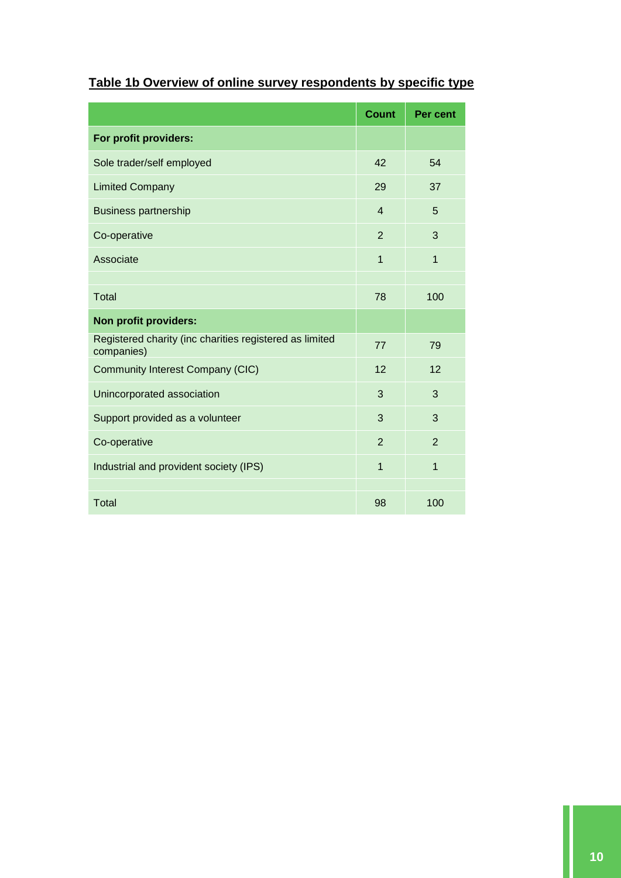**Table 1b Overview of online survey respondents by specific type**

| | Count | Per cent |
|---|---|---|
| **For profit providers:** | | |
| Sole trader/self employed | 42 | 54 |
| Limited Company | 29 | 37 |
| Business partnership | 4 | 5 |
| Co-operative | 2 | 3 |
| Associate | 1 | 1 |
| | | |
| Total | 78 | 100 |
| **Non profit providers:** | | |
| Registered charity (inc charities registered as limited companies) | 77 | 79 |
| Community Interest Company (CIC) | 12 | 12 |
| Unincorporated association | 3 | 3 |
| Support provided as a volunteer | 3 | 3 |
| Co-operative | 2 | 2 |
| Industrial and provident society (IPS) | 1 | 1 |
| | | |
| Total | 98 | 100 |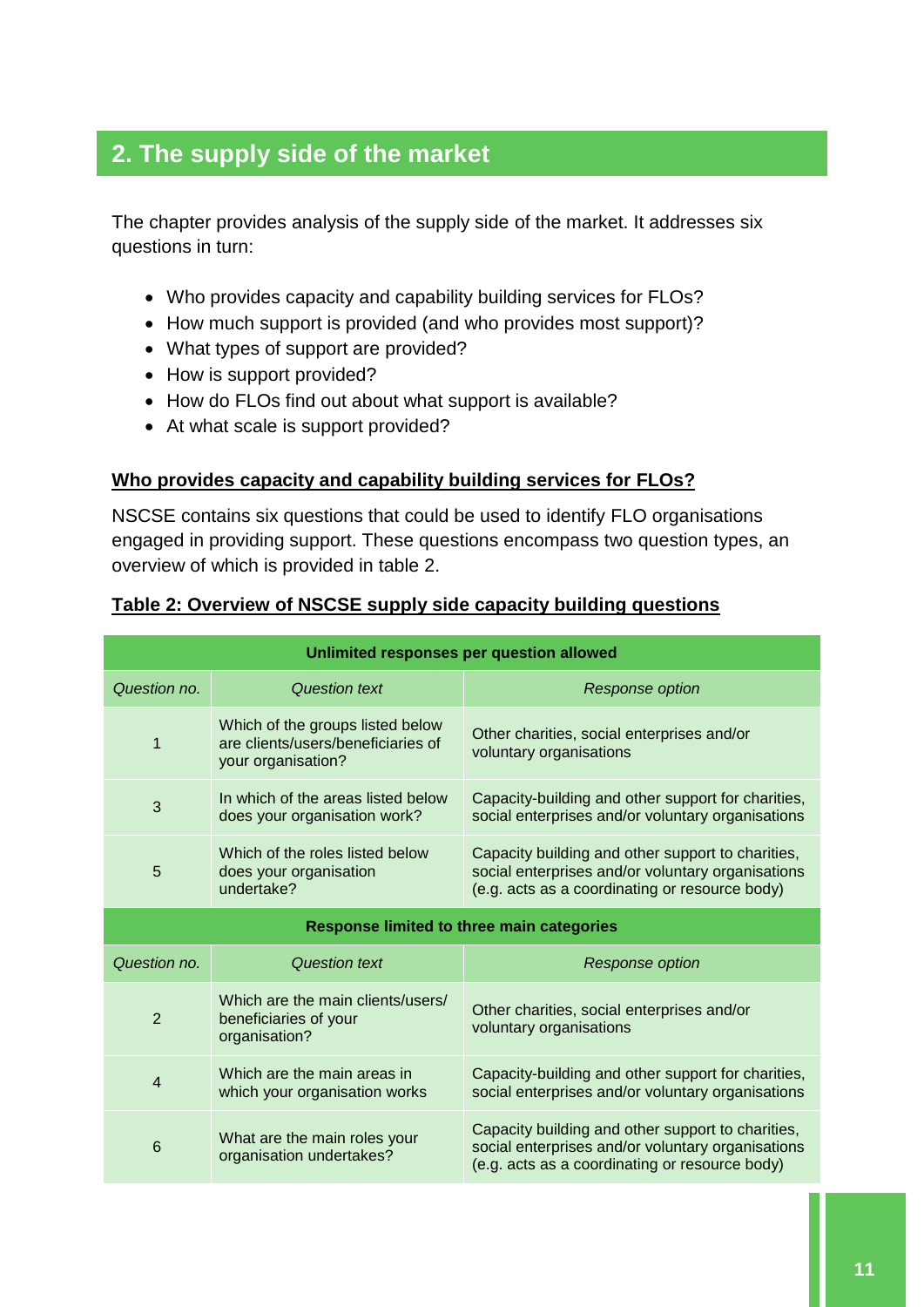## 2. The supply side of the market

The chapter provides analysis of the supply side of the market. It addresses six questions in turn:

- Who provides capacity and capability building services for FLOs?
- How much support is provided (and who provides most support)?
- What types of support are provided?
- How is support provided?
- How do FLOs find out about what support is available?
- At what scale is support provided?

**Who provides capacity and capability building services for FLOs?**

NSCSE contains six questions that could be used to identify FLO organisations engaged in providing support. These questions encompass two question types, an overview of which is provided in table 2.

**Table 2: Overview of NSCSE supply side capacity building questions**

| **Unlimited responses per question allowed** | | |
|---|---|---|
| *Question no.* | *Question text* | *Response option* |
| 1 | Which of the groups listed below are clients/users/beneficiaries of your organisation? | Other charities, social enterprises and/or voluntary organisations |
| 3 | In which of the areas listed below does your organisation work? | Capacity-building and other support for charities, social enterprises and/or voluntary organisations |
| 5 | Which of the roles listed below does your organisation undertake? | Capacity building and other support to charities, social enterprises and/or voluntary organisations (e.g. acts as a coordinating or resource body) |
| **Response limited to three main categories** | | |
| *Question no.* | *Question text* | *Response option* |
| 2 | Which are the main clients/users/ beneficiaries of your organisation? | Other charities, social enterprises and/or voluntary organisations |
| 4 | Which are the main areas in which your organisation works | Capacity-building and other support for charities, social enterprises and/or voluntary organisations |
| 6 | What are the main roles your organisation undertakes? | Capacity building and other support to charities, social enterprises and/or voluntary organisations (e.g. acts as a coordinating or resource body) |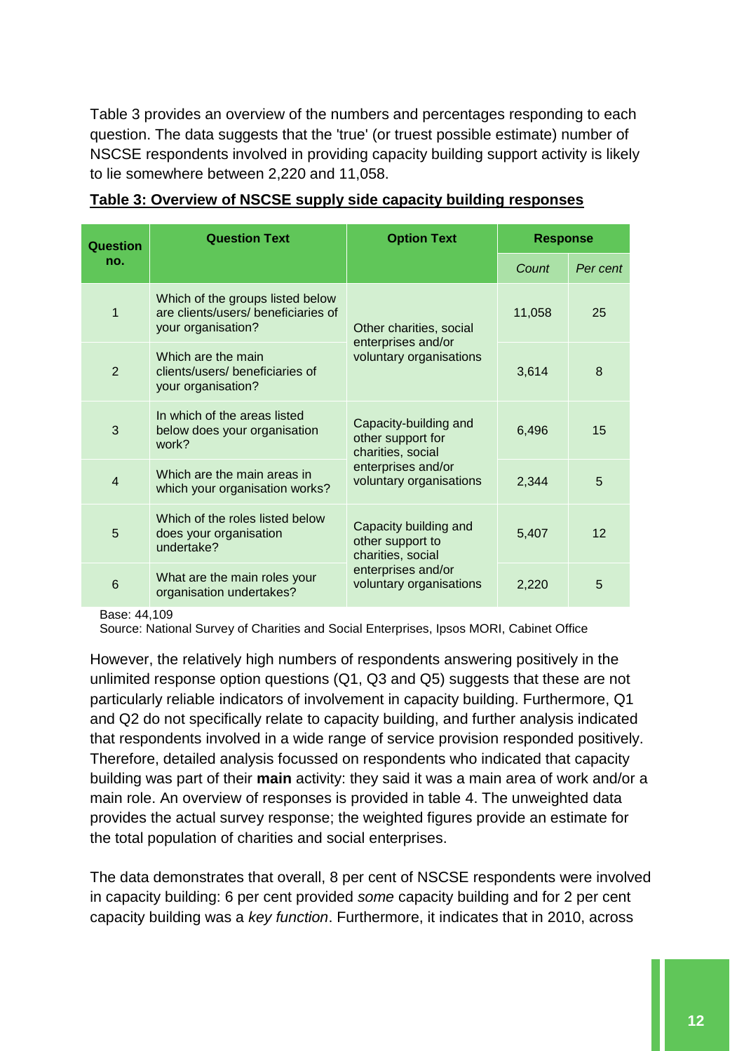Table 3 provides an overview of the numbers and percentages responding to each question. The data suggests that the 'true' (or truest possible estimate) number of NSCSE respondents involved in providing capacity building support activity is likely to lie somewhere between 2,220 and 11,058.

**Table 3: Overview of NSCSE supply side capacity building responses**

| Question no. | Question Text | Option Text | Response | |
|---|---|---|---|---|
| | | | *Count* | *Per cent* |
| 1 | Which of the groups listed below are clients/users/ beneficiaries of your organisation? | Other charities, social enterprises and/or voluntary organisations | 11,058 | 25 |
| 2 | Which are the main clients/users/ beneficiaries of your organisation? | Other charities, social enterprises and/or voluntary organisations | 3,614 | 8 |
| 3 | In which of the areas listed below does your organisation work? | Capacity-building and other support for charities, social enterprises and/or voluntary organisations | 6,496 | 15 |
| 4 | Which are the main areas in which your organisation works? | Capacity-building and other support for charities, social enterprises and/or voluntary organisations | 2,344 | 5 |
| 5 | Which of the roles listed below does your organisation undertake? | Capacity building and other support to charities, social enterprises and/or voluntary organisations | 5,407 | 12 |
| 6 | What are the main roles your organisation undertakes? | Capacity building and other support to charities, social enterprises and/or voluntary organisations | 2,220 | 5 |

Base: 44,109

Source: National Survey of Charities and Social Enterprises, Ipsos MORI, Cabinet Office

However, the relatively high numbers of respondents answering positively in the unlimited response option questions (Q1, Q3 and Q5) suggests that these are not particularly reliable indicators of involvement in capacity building. Furthermore, Q1 and Q2 do not specifically relate to capacity building, and further analysis indicated that respondents involved in a wide range of service provision responded positively. Therefore, detailed analysis focussed on respondents who indicated that capacity building was part of their **main** activity: they said it was a main area of work and/or a main role. An overview of responses is provided in table 4. The unweighted data provides the actual survey response; the weighted figures provide an estimate for the total population of charities and social enterprises.

The data demonstrates that overall, 8 per cent of NSCSE respondents were involved in capacity building: 6 per cent provided *some* capacity building and for 2 per cent capacity building was a *key function*. Furthermore, it indicates that in 2010, across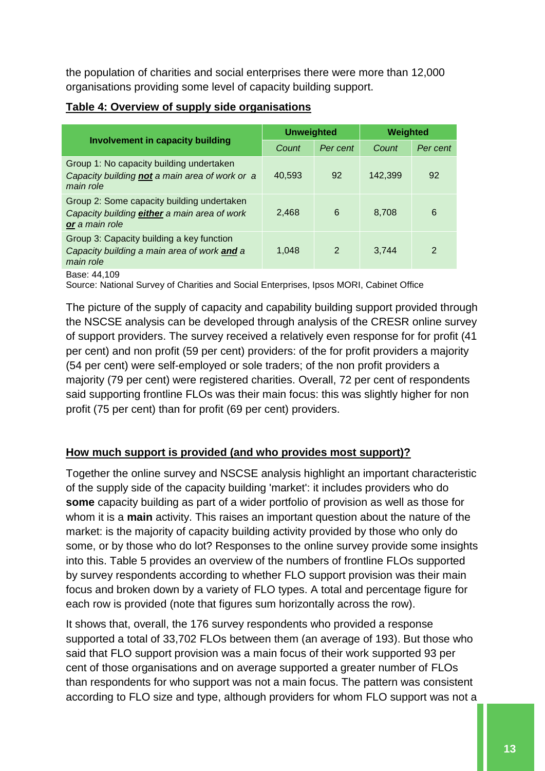the population of charities and social enterprises there were more than 12,000 organisations providing some level of capacity building support.

**Table 4: Overview of supply side organisations**

| Involvement in capacity building | Unweighted | | Weighted | |
|---|---|---|---|---|
| | *Count* | *Per cent* | *Count* | *Per cent* |
| Group 1: No capacity building undertaken *Capacity building* ***not*** *a main area of work or a main role* | 40,593 | 92 | 142,399 | 92 |
| Group 2: Some capacity building undertaken *Capacity building* ***either*** *a main area of work* ***or*** *a main role* | 2,468 | 6 | 8,708 | 6 |
| Group 3: Capacity building a key function *Capacity building a main area of work* ***and*** *a main role* | 1,048 | 2 | 3,744 | 2 |

Base: 44,109

Source: National Survey of Charities and Social Enterprises, Ipsos MORI, Cabinet Office

The picture of the supply of capacity and capability building support provided through the NSCSE analysis can be developed through analysis of the CRESR online survey of support providers. The survey received a relatively even response for for profit (41 per cent) and non profit (59 per cent) providers: of the for profit providers a majority (54 per cent) were self-employed or sole traders; of the non profit providers a majority (79 per cent) were registered charities. Overall, 72 per cent of respondents said supporting frontline FLOs was their main focus: this was slightly higher for non profit (75 per cent) than for profit (69 per cent) providers.

## How much support is provided (and who provides most support)?

Together the online survey and NSCSE analysis highlight an important characteristic of the supply side of the capacity building 'market': it includes providers who do **some** capacity building as part of a wider portfolio of provision as well as those for whom it is a **main** activity. This raises an important question about the nature of the market: is the majority of capacity building activity provided by those who only do some, or by those who do lot? Responses to the online survey provide some insights into this. Table 5 provides an overview of the numbers of frontline FLOs supported by survey respondents according to whether FLO support provision was their main focus and broken down by a variety of FLO types. A total and percentage figure for each row is provided (note that figures sum horizontally across the row).

It shows that, overall, the 176 survey respondents who provided a response supported a total of 33,702 FLOs between them (an average of 193). But those who said that FLO support provision was a main focus of their work supported 93 per cent of those organisations and on average supported a greater number of FLOs than respondents for who support was not a main focus. The pattern was consistent according to FLO size and type, although providers for whom FLO support was not a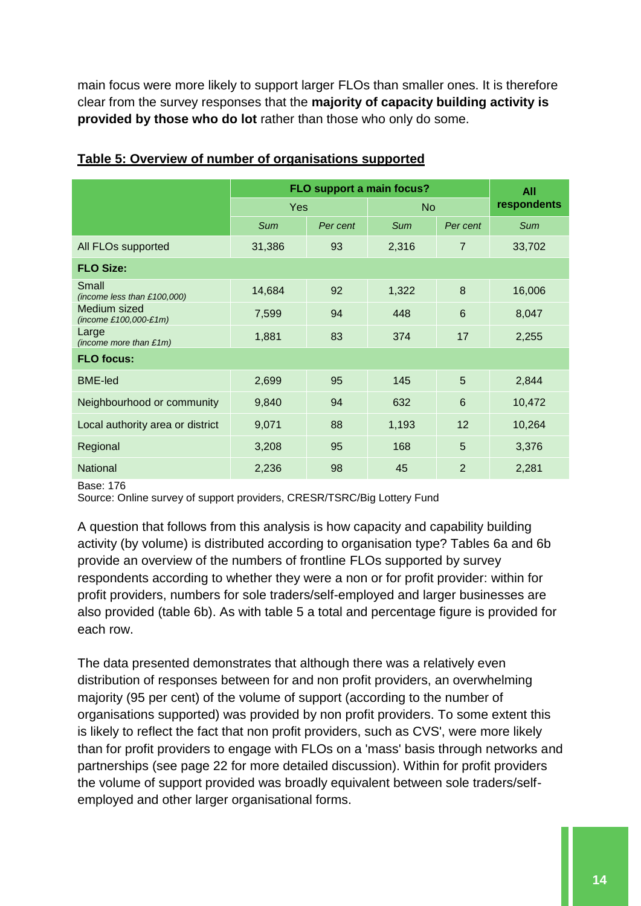main focus were more likely to support larger FLOs than smaller ones. It is therefore clear from the survey responses that the **majority of capacity building activity is provided by those who do lot** rather than those who only do some.

**Table 5: Overview of number of organisations supported**

| | FLO support a main focus? | | | | All respondents |
|---|---|---|---|---|---|
| | Yes | | No | | |
| | *Sum* | *Per cent* | *Sum* | *Per cent* | *Sum* |
| All FLOs supported | 31,386 | 93 | 2,316 | 7 | 33,702 |
| **FLO Size:** | | | | | |
| Small *(income less than £100,000)* | 14,684 | 92 | 1,322 | 8 | 16,006 |
| Medium sized *(income £100,000-£1m)* | 7,599 | 94 | 448 | 6 | 8,047 |
| Large *(income more than £1m)* | 1,881 | 83 | 374 | 17 | 2,255 |
| **FLO focus:** | | | | | |
| BME-led | 2,699 | 95 | 145 | 5 | 2,844 |
| Neighbourhood or community | 9,840 | 94 | 632 | 6 | 10,472 |
| Local authority area or district | 9,071 | 88 | 1,193 | 12 | 10,264 |
| Regional | 3,208 | 95 | 168 | 5 | 3,376 |
| National | 2,236 | 98 | 45 | 2 | 2,281 |

Base: 176

Source: Online survey of support providers, CRESR/TSRC/Big Lottery Fund

A question that follows from this analysis is how capacity and capability building activity (by volume) is distributed according to organisation type? Tables 6a and 6b provide an overview of the numbers of frontline FLOs supported by survey respondents according to whether they were a non or for profit provider: within for profit providers, numbers for sole traders/self-employed and larger businesses are also provided (table 6b). As with table 5 a total and percentage figure is provided for each row.

The data presented demonstrates that although there was a relatively even distribution of responses between for and non profit providers, an overwhelming majority (95 per cent) of the volume of support (according to the number of organisations supported) was provided by non profit providers. To some extent this is likely to reflect the fact that non profit providers, such as CVS', were more likely than for profit providers to engage with FLOs on a 'mass' basis through networks and partnerships (see page 22 for more detailed discussion). Within for profit providers the volume of support provided was broadly equivalent between sole traders/self-employed and other larger organisational forms.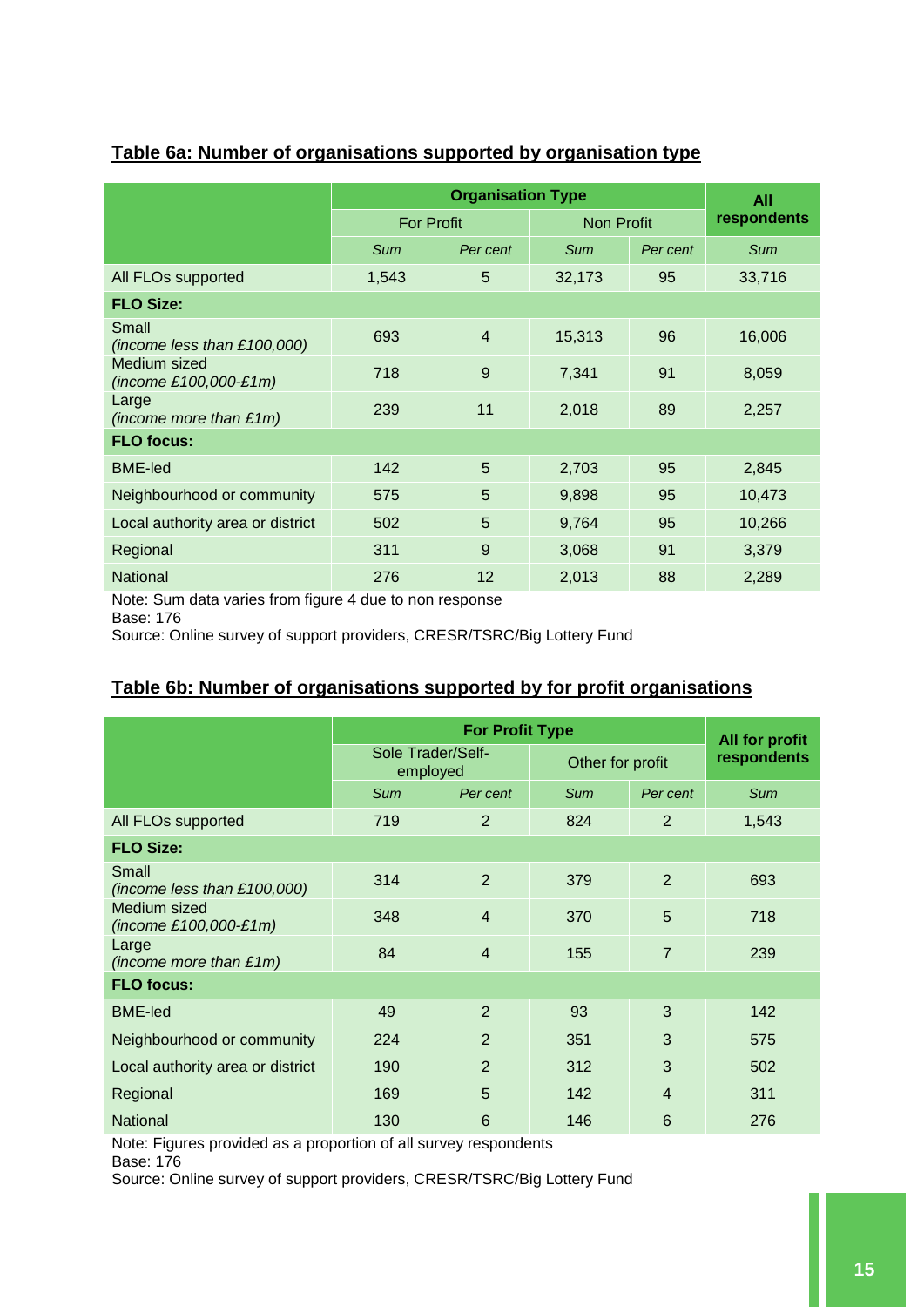**Table 6a: Number of organisations supported by organisation type**

| | Organisation Type | | | | All respondents |
|---|---|---|---|---|---|
| | For Profit | | Non Profit | | |
| | *Sum* | *Per cent* | *Sum* | *Per cent* | *Sum* |
| All FLOs supported | 1,543 | 5 | 32,173 | 95 | 33,716 |
| **FLO Size:** | | | | | |
| Small *(income less than £100,000)* | 693 | 4 | 15,313 | 96 | 16,006 |
| Medium sized *(income £100,000-£1m)* | 718 | 9 | 7,341 | 91 | 8,059 |
| Large *(income more than £1m)* | 239 | 11 | 2,018 | 89 | 2,257 |
| **FLO focus:** | | | | | |
| BME-led | 142 | 5 | 2,703 | 95 | 2,845 |
| Neighbourhood or community | 575 | 5 | 9,898 | 95 | 10,473 |
| Local authority area or district | 502 | 5 | 9,764 | 95 | 10,266 |
| Regional | 311 | 9 | 3,068 | 91 | 3,379 |
| National | 276 | 12 | 2,013 | 88 | 2,289 |

Note: Sum data varies from figure 4 due to non response
Base: 176
Source: Online survey of support providers, CRESR/TSRC/Big Lottery Fund

**Table 6b: Number of organisations supported by for profit organisations**

| | For Profit Type | | | | All for profit respondents |
|---|---|---|---|---|---|
| | Sole Trader/Self-employed | | Other for profit | | |
| | *Sum* | *Per cent* | *Sum* | *Per cent* | *Sum* |
| All FLOs supported | 719 | 2 | 824 | 2 | 1,543 |
| **FLO Size:** | | | | | |
| Small *(income less than £100,000)* | 314 | 2 | 379 | 2 | 693 |
| Medium sized *(income £100,000-£1m)* | 348 | 4 | 370 | 5 | 718 |
| Large *(income more than £1m)* | 84 | 4 | 155 | 7 | 239 |
| **FLO focus:** | | | | | |
| BME-led | 49 | 2 | 93 | 3 | 142 |
| Neighbourhood or community | 224 | 2 | 351 | 3 | 575 |
| Local authority area or district | 190 | 2 | 312 | 3 | 502 |
| Regional | 169 | 5 | 142 | 4 | 311 |
| National | 130 | 6 | 146 | 6 | 276 |

Note: Figures provided as a proportion of all survey respondents
Base: 176
Source: Online survey of support providers, CRESR/TSRC/Big Lottery Fund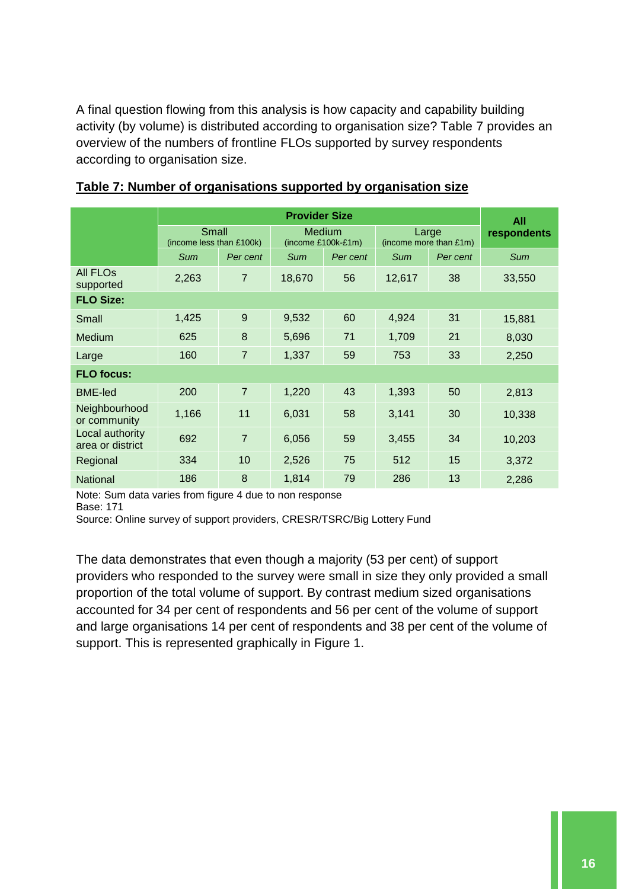A final question flowing from this analysis is how capacity and capability building activity (by volume) is distributed according to organisation size? Table 7 provides an overview of the numbers of frontline FLOs supported by survey respondents according to organisation size.

**Table 7: Number of organisations supported by organisation size**

| | Provider Size | | | | | | All respondents |
|---|---|---|---|---|---|---|---|
| | Small (income less than £100k) | | Medium (income £100k-£1m) | | Large (income more than £1m) | | |
| | *Sum* | *Per cent* | *Sum* | *Per cent* | *Sum* | *Per cent* | *Sum* |
| All FLOs supported | 2,263 | 7 | 18,670 | 56 | 12,617 | 38 | 33,550 |
| **FLO Size:** | | | | | | | |
| Small | 1,425 | 9 | 9,532 | 60 | 4,924 | 31 | 15,881 |
| Medium | 625 | 8 | 5,696 | 71 | 1,709 | 21 | 8,030 |
| Large | 160 | 7 | 1,337 | 59 | 753 | 33 | 2,250 |
| **FLO focus:** | | | | | | | |
| BME-led | 200 | 7 | 1,220 | 43 | 1,393 | 50 | 2,813 |
| Neighbourhood or community | 1,166 | 11 | 6,031 | 58 | 3,141 | 30 | 10,338 |
| Local authority area or district | 692 | 7 | 6,056 | 59 | 3,455 | 34 | 10,203 |
| Regional | 334 | 10 | 2,526 | 75 | 512 | 15 | 3,372 |
| National | 186 | 8 | 1,814 | 79 | 286 | 13 | 2,286 |

Note: Sum data varies from figure 4 due to non response
Base: 171
Source: Online survey of support providers, CRESR/TSRC/Big Lottery Fund

The data demonstrates that even though a majority (53 per cent) of support providers who responded to the survey were small in size they only provided a small proportion of the total volume of support. By contrast medium sized organisations accounted for 34 per cent of respondents and 56 per cent of the volume of support and large organisations 14 per cent of respondents and 38 per cent of the volume of support. This is represented graphically in Figure 1.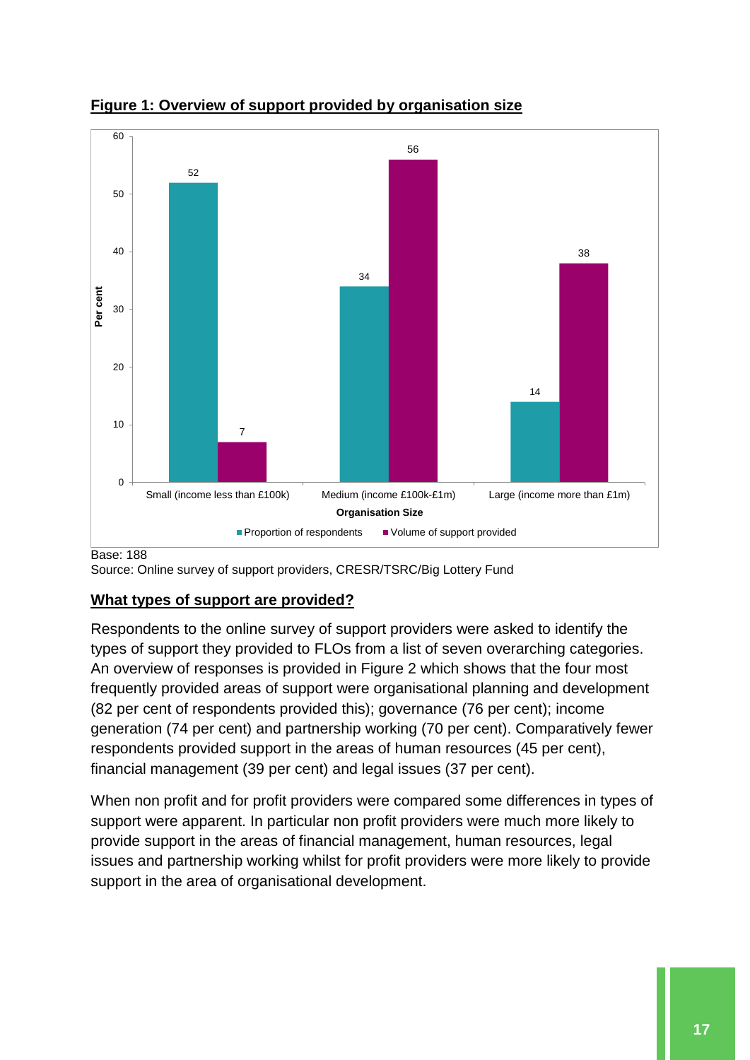**Figure 1: Overview of support provided by organisation size**

| Organisation Size | Proportion of respondents | Volume of support provided |
| --- | --- | --- |
| Small (income less than £100k) | 52 | 7 |
| Medium (income £100k-£1m) | 34 | 56 |
| Large (income more than £1m) | 14 | 38 |

Base: 188
Source: Online survey of support providers, CRESR/TSRC/Big Lottery Fund

## What types of support are provided?

Respondents to the online survey of support providers were asked to identify the types of support they provided to FLOs from a list of seven overarching categories. An overview of responses is provided in Figure 2 which shows that the four most frequently provided areas of support were organisational planning and development (82 per cent of respondents provided this); governance (76 per cent); income generation (74 per cent) and partnership working (70 per cent). Comparatively fewer respondents provided support in the areas of human resources (45 per cent), financial management (39 per cent) and legal issues (37 per cent).

When non profit and for profit providers were compared some differences in types of support were apparent. In particular non profit providers were much more likely to provide support in the areas of financial management, human resources, legal issues and partnership working whilst for profit providers were more likely to provide support in the area of organisational development.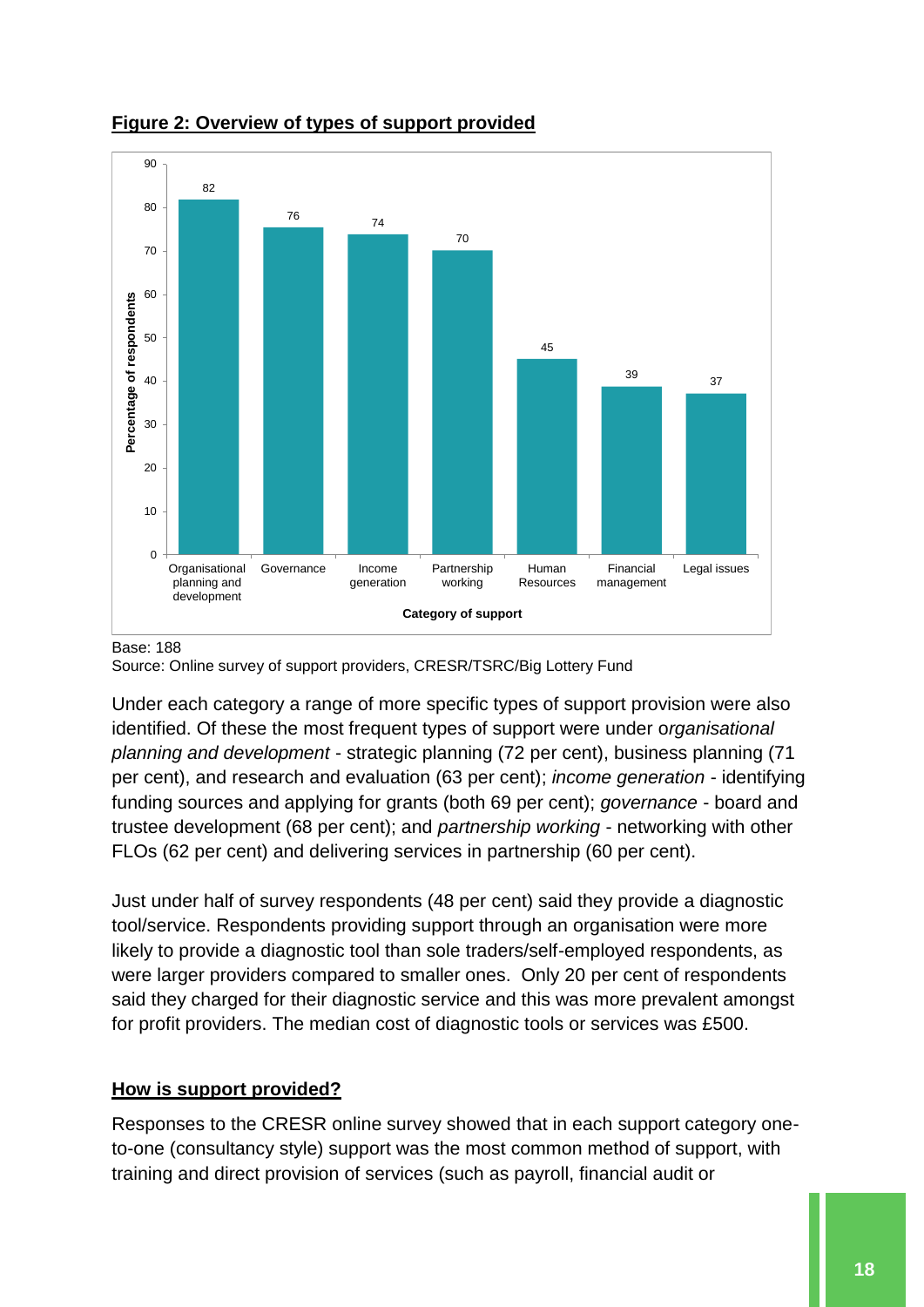**Figure 2: Overview of types of support provided**

| Category of support | Percentage of respondents |
|---|---|
| Organisational planning and development | 82 |
| Governance | 76 |
| Income generation | 74 |
| Partnership working | 70 |
| Human Resources | 45 |
| Financial management | 39 |
| Legal issues | 37 |

Base: 188

Source: Online survey of support providers, CRESR/TSRC/Big Lottery Fund

Under each category a range of more specific types of support provision were also identified. Of these the most frequent types of support were under o*rganisational planning and development* - strategic planning (72 per cent), business planning (71 per cent), and research and evaluation (63 per cent); *income generation* - identifying funding sources and applying for grants (both 69 per cent); *governance* - board and trustee development (68 per cent); and *partnership working* - networking with other FLOs (62 per cent) and delivering services in partnership (60 per cent).

Just under half of survey respondents (48 per cent) said they provide a diagnostic tool/service. Respondents providing support through an organisation were more likely to provide a diagnostic tool than sole traders/self-employed respondents, as were larger providers compared to smaller ones. Only 20 per cent of respondents said they charged for their diagnostic service and this was more prevalent amongst for profit providers. The median cost of diagnostic tools or services was £500.

**How is support provided?**

Responses to the CRESR online survey showed that in each support category one-to-one (consultancy style) support was the most common method of support, with training and direct provision of services (such as payroll, financial audit or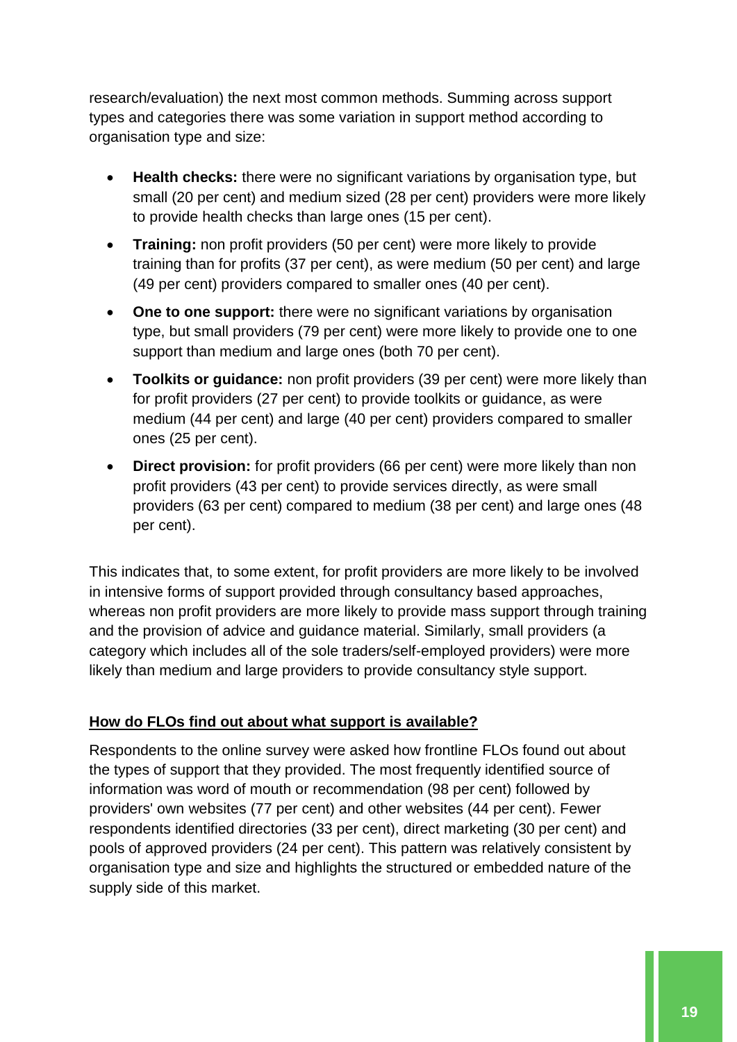research/evaluation) the next most common methods. Summing across support types and categories there was some variation in support method according to organisation type and size:

- **Health checks:** there were no significant variations by organisation type, but small (20 per cent) and medium sized (28 per cent) providers were more likely to provide health checks than large ones (15 per cent).
- **Training:** non profit providers (50 per cent) were more likely to provide training than for profits (37 per cent), as were medium (50 per cent) and large (49 per cent) providers compared to smaller ones (40 per cent).
- **One to one support:** there were no significant variations by organisation type, but small providers (79 per cent) were more likely to provide one to one support than medium and large ones (both 70 per cent).
- **Toolkits or guidance:** non profit providers (39 per cent) were more likely than for profit providers (27 per cent) to provide toolkits or guidance, as were medium (44 per cent) and large (40 per cent) providers compared to smaller ones (25 per cent).
- **Direct provision:** for profit providers (66 per cent) were more likely than non profit providers (43 per cent) to provide services directly, as were small providers (63 per cent) compared to medium (38 per cent) and large ones (48 per cent).

This indicates that, to some extent, for profit providers are more likely to be involved in intensive forms of support provided through consultancy based approaches, whereas non profit providers are more likely to provide mass support through training and the provision of advice and guidance material. Similarly, small providers (a category which includes all of the sole traders/self-employed providers) were more likely than medium and large providers to provide consultancy style support.

## How do FLOs find out about what support is available?

Respondents to the online survey were asked how frontline FLOs found out about the types of support that they provided. The most frequently identified source of information was word of mouth or recommendation (98 per cent) followed by providers' own websites (77 per cent) and other websites (44 per cent). Fewer respondents identified directories (33 per cent), direct marketing (30 per cent) and pools of approved providers (24 per cent). This pattern was relatively consistent by organisation type and size and highlights the structured or embedded nature of the supply side of this market.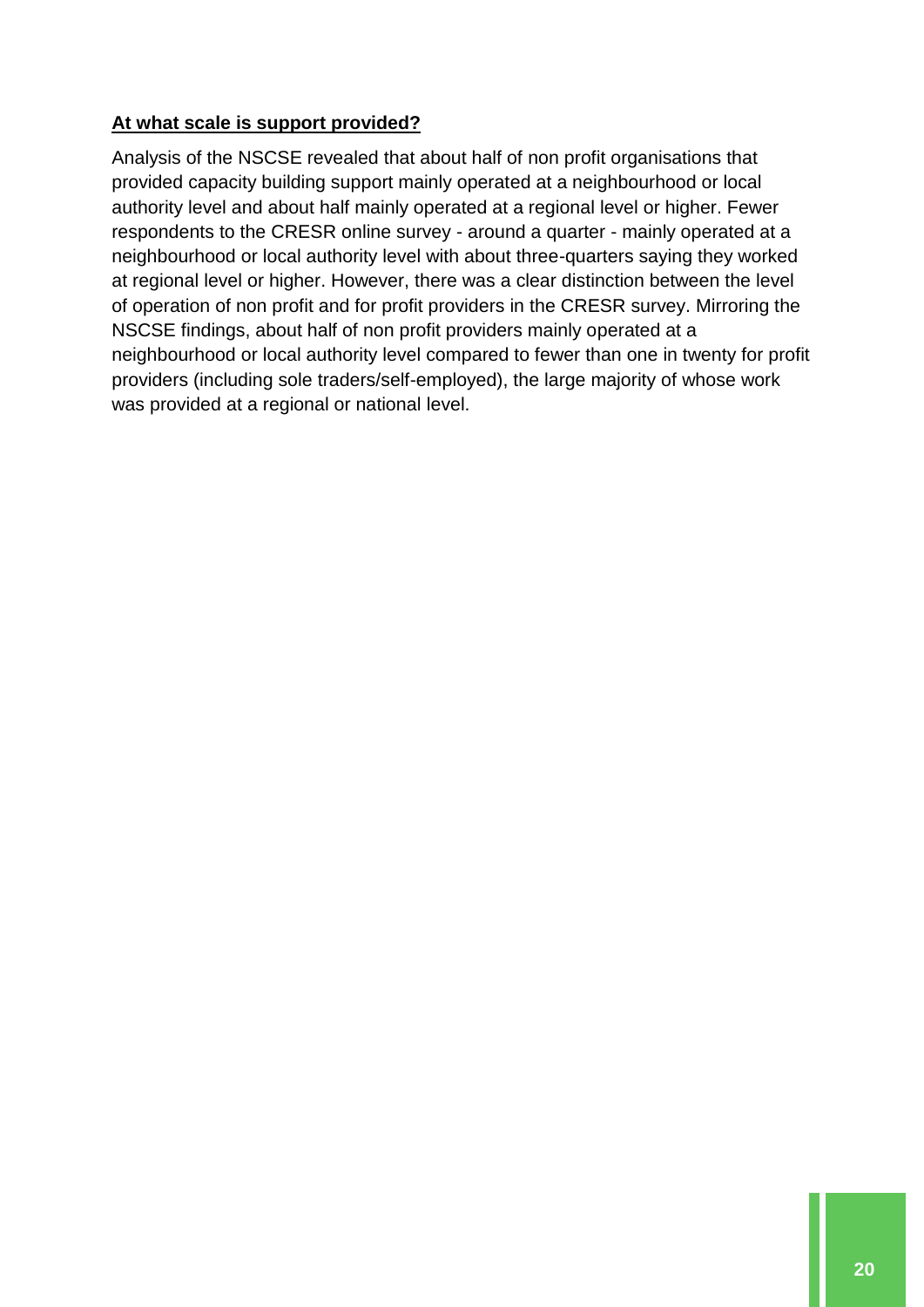**At what scale is support provided?**

Analysis of the NSCSE revealed that about half of non profit organisations that provided capacity building support mainly operated at a neighbourhood or local authority level and about half mainly operated at a regional level or higher. Fewer respondents to the CRESR online survey - around a quarter - mainly operated at a neighbourhood or local authority level with about three-quarters saying they worked at regional level or higher. However, there was a clear distinction between the level of operation of non profit and for profit providers in the CRESR survey. Mirroring the NSCSE findings, about half of non profit providers mainly operated at a neighbourhood or local authority level compared to fewer than one in twenty for profit providers (including sole traders/self-employed), the large majority of whose work was provided at a regional or national level.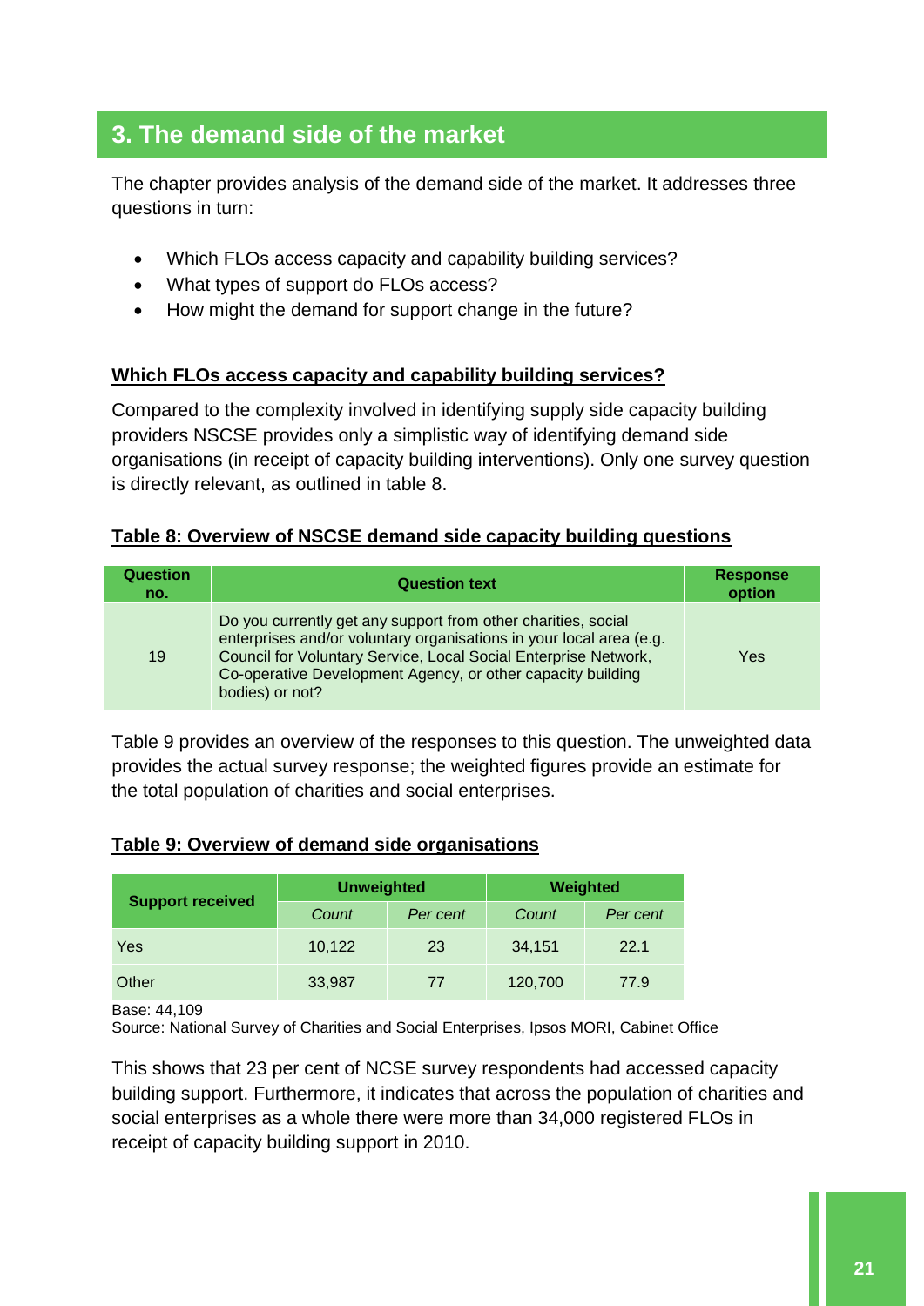## 3. The demand side of the market

The chapter provides analysis of the demand side of the market. It addresses three questions in turn:

- Which FLOs access capacity and capability building services?
- What types of support do FLOs access?
- How might the demand for support change in the future?

### Which FLOs access capacity and capability building services?

Compared to the complexity involved in identifying supply side capacity building providers NSCSE provides only a simplistic way of identifying demand side organisations (in receipt of capacity building interventions). Only one survey question is directly relevant, as outlined in table 8.

**Table 8: Overview of NSCSE demand side capacity building questions**

| Question no. | Question text | Response option |
|---|---|---|
| 19 | Do you currently get any support from other charities, social enterprises and/or voluntary organisations in your local area (e.g. Council for Voluntary Service, Local Social Enterprise Network, Co-operative Development Agency, or other capacity building bodies) or not? | Yes |

Table 9 provides an overview of the responses to this question. The unweighted data provides the actual survey response; the weighted figures provide an estimate for the total population of charities and social enterprises.

**Table 9: Overview of demand side organisations**

| Support received | Unweighted | | Weighted | |
|---|---|---|---|---|
| | *Count* | *Per cent* | *Count* | *Per cent* |
| Yes | 10,122 | 23 | 34,151 | 22.1 |
| Other | 33,987 | 77 | 120,700 | 77.9 |

Base: 44,109
Source: National Survey of Charities and Social Enterprises, Ipsos MORI, Cabinet Office

This shows that 23 per cent of NCSE survey respondents had accessed capacity building support. Furthermore, it indicates that across the population of charities and social enterprises as a whole there were more than 34,000 registered FLOs in receipt of capacity building support in 2010.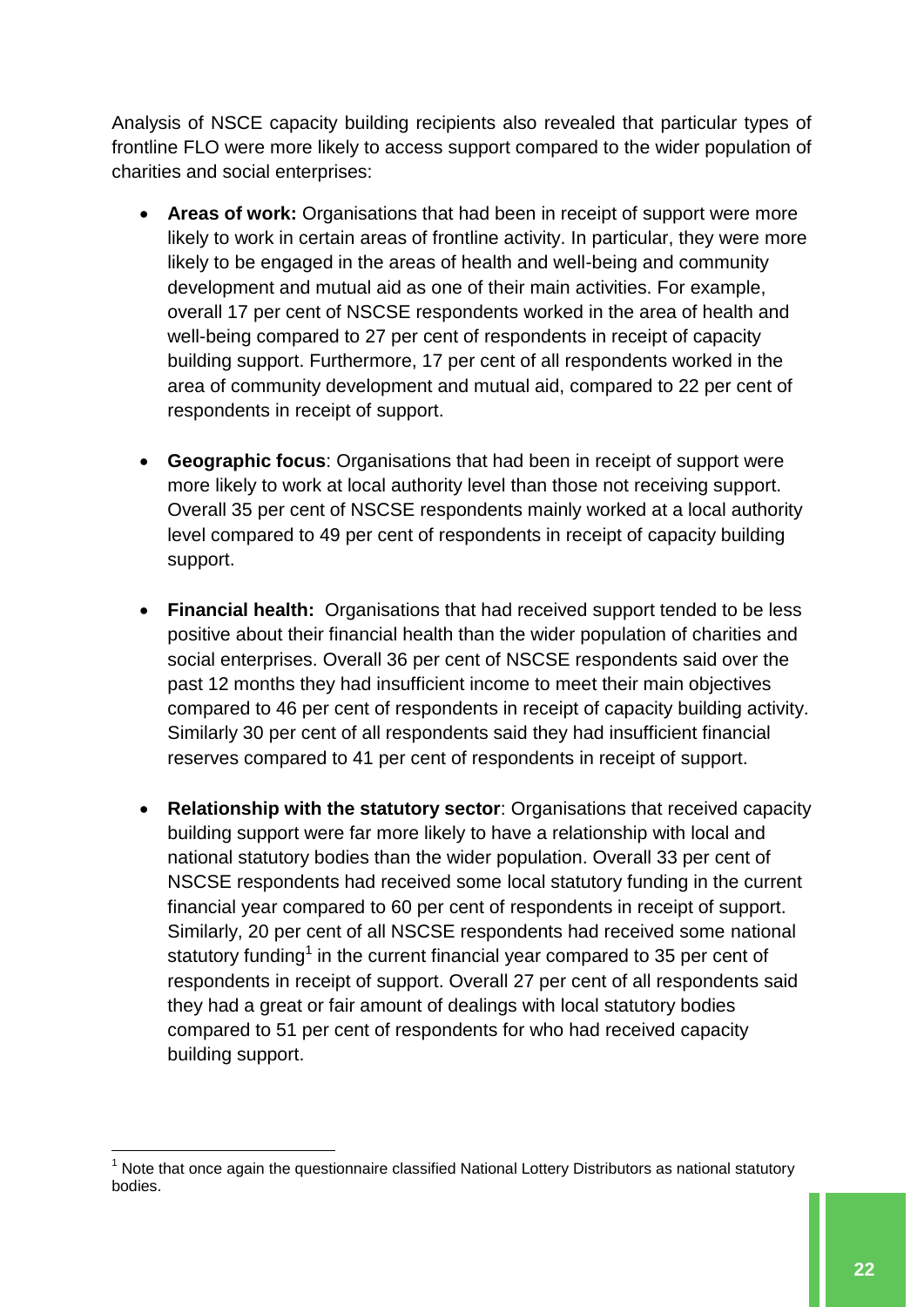Analysis of NSCE capacity building recipients also revealed that particular types of frontline FLO were more likely to access support compared to the wider population of charities and social enterprises:

- **Areas of work:** Organisations that had been in receipt of support were more likely to work in certain areas of frontline activity. In particular, they were more likely to be engaged in the areas of health and well-being and community development and mutual aid as one of their main activities. For example, overall 17 per cent of NSCSE respondents worked in the area of health and well-being compared to 27 per cent of respondents in receipt of capacity building support. Furthermore, 17 per cent of all respondents worked in the area of community development and mutual aid, compared to 22 per cent of respondents in receipt of support.

- **Geographic focus**: Organisations that had been in receipt of support were more likely to work at local authority level than those not receiving support. Overall 35 per cent of NSCSE respondents mainly worked at a local authority level compared to 49 per cent of respondents in receipt of capacity building support.

- **Financial health:** Organisations that had received support tended to be less positive about their financial health than the wider population of charities and social enterprises. Overall 36 per cent of NSCSE respondents said over the past 12 months they had insufficient income to meet their main objectives compared to 46 per cent of respondents in receipt of capacity building activity. Similarly 30 per cent of all respondents said they had insufficient financial reserves compared to 41 per cent of respondents in receipt of support.

- **Relationship with the statutory sector**: Organisations that received capacity building support were far more likely to have a relationship with local and national statutory bodies than the wider population. Overall 33 per cent of NSCSE respondents had received some local statutory funding in the current financial year compared to 60 per cent of respondents in receipt of support. Similarly, 20 per cent of all NSCSE respondents had received some national statutory funding[1] in the current financial year compared to 35 per cent of respondents in receipt of support. Overall 27 per cent of all respondents said they had a great or fair amount of dealings with local statutory bodies compared to 51 per cent of respondents for who had received capacity building support.

[1] Note that once again the questionnaire classified National Lottery Distributors as national statutory bodies.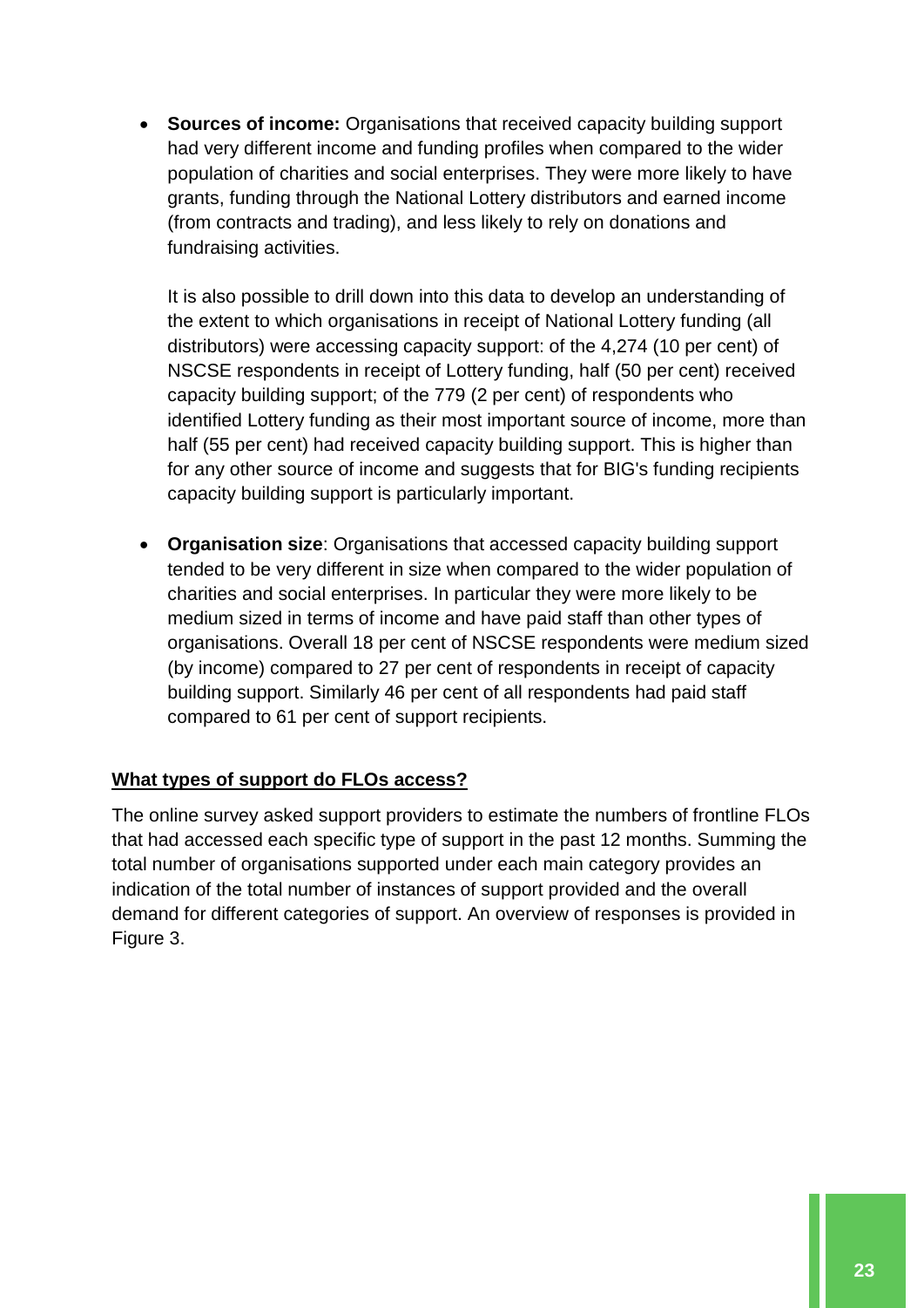- **Sources of income:** Organisations that received capacity building support had very different income and funding profiles when compared to the wider population of charities and social enterprises. They were more likely to have grants, funding through the National Lottery distributors and earned income (from contracts and trading), and less likely to rely on donations and fundraising activities.

  It is also possible to drill down into this data to develop an understanding of the extent to which organisations in receipt of National Lottery funding (all distributors) were accessing capacity support: of the 4,274 (10 per cent) of NSCSE respondents in receipt of Lottery funding, half (50 per cent) received capacity building support; of the 779 (2 per cent) of respondents who identified Lottery funding as their most important source of income, more than half (55 per cent) had received capacity building support. This is higher than for any other source of income and suggests that for BIG's funding recipients capacity building support is particularly important.

- **Organisation size**: Organisations that accessed capacity building support tended to be very different in size when compared to the wider population of charities and social enterprises. In particular they were more likely to be medium sized in terms of income and have paid staff than other types of organisations. Overall 18 per cent of NSCSE respondents were medium sized (by income) compared to 27 per cent of respondents in receipt of capacity building support. Similarly 46 per cent of all respondents had paid staff compared to 61 per cent of support recipients.

## What types of support do FLOs access?

The online survey asked support providers to estimate the numbers of frontline FLOs that had accessed each specific type of support in the past 12 months. Summing the total number of organisations supported under each main category provides an indication of the total number of instances of support provided and the overall demand for different categories of support. An overview of responses is provided in Figure 3.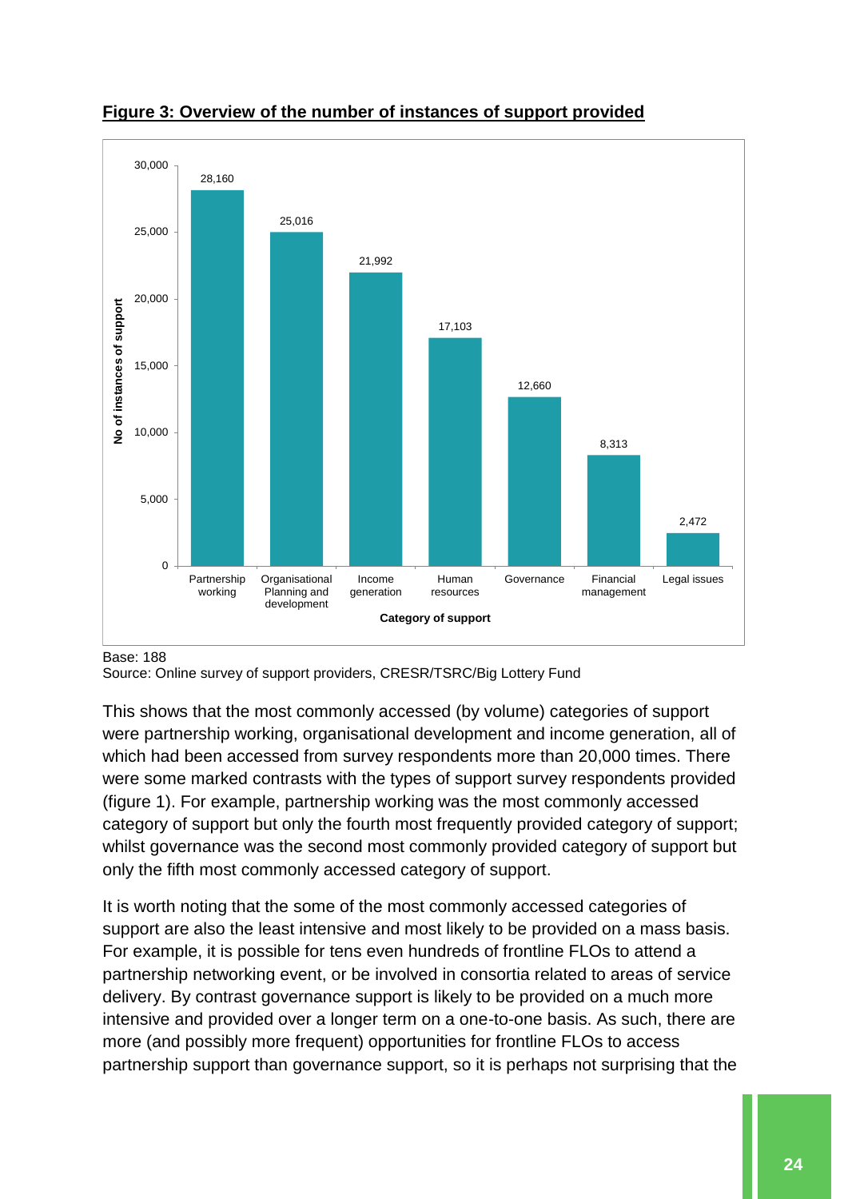**Figure 3: Overview of the number of instances of support provided**

| Category of support | No of instances of support |
|---|---|
| Partnership working | 28,160 |
| Organisational Planning and development | 25,016 |
| Income generation | 21,992 |
| Human resources | 17,103 |
| Governance | 12,660 |
| Financial management | 8,313 |
| Legal issues | 2,472 |

Base: 188
Source: Online survey of support providers, CRESR/TSRC/Big Lottery Fund

This shows that the most commonly accessed (by volume) categories of support were partnership working, organisational development and income generation, all of which had been accessed from survey respondents more than 20,000 times. There were some marked contrasts with the types of support survey respondents provided (figure 1). For example, partnership working was the most commonly accessed category of support but only the fourth most frequently provided category of support; whilst governance was the second most commonly provided category of support but only the fifth most commonly accessed category of support.

It is worth noting that the some of the most commonly accessed categories of support are also the least intensive and most likely to be provided on a mass basis. For example, it is possible for tens even hundreds of frontline FLOs to attend a partnership networking event, or be involved in consortia related to areas of service delivery. By contrast governance support is likely to be provided on a much more intensive and provided over a longer term on a one-to-one basis. As such, there are more (and possibly more frequent) opportunities for frontline FLOs to access partnership support than governance support, so it is perhaps not surprising that the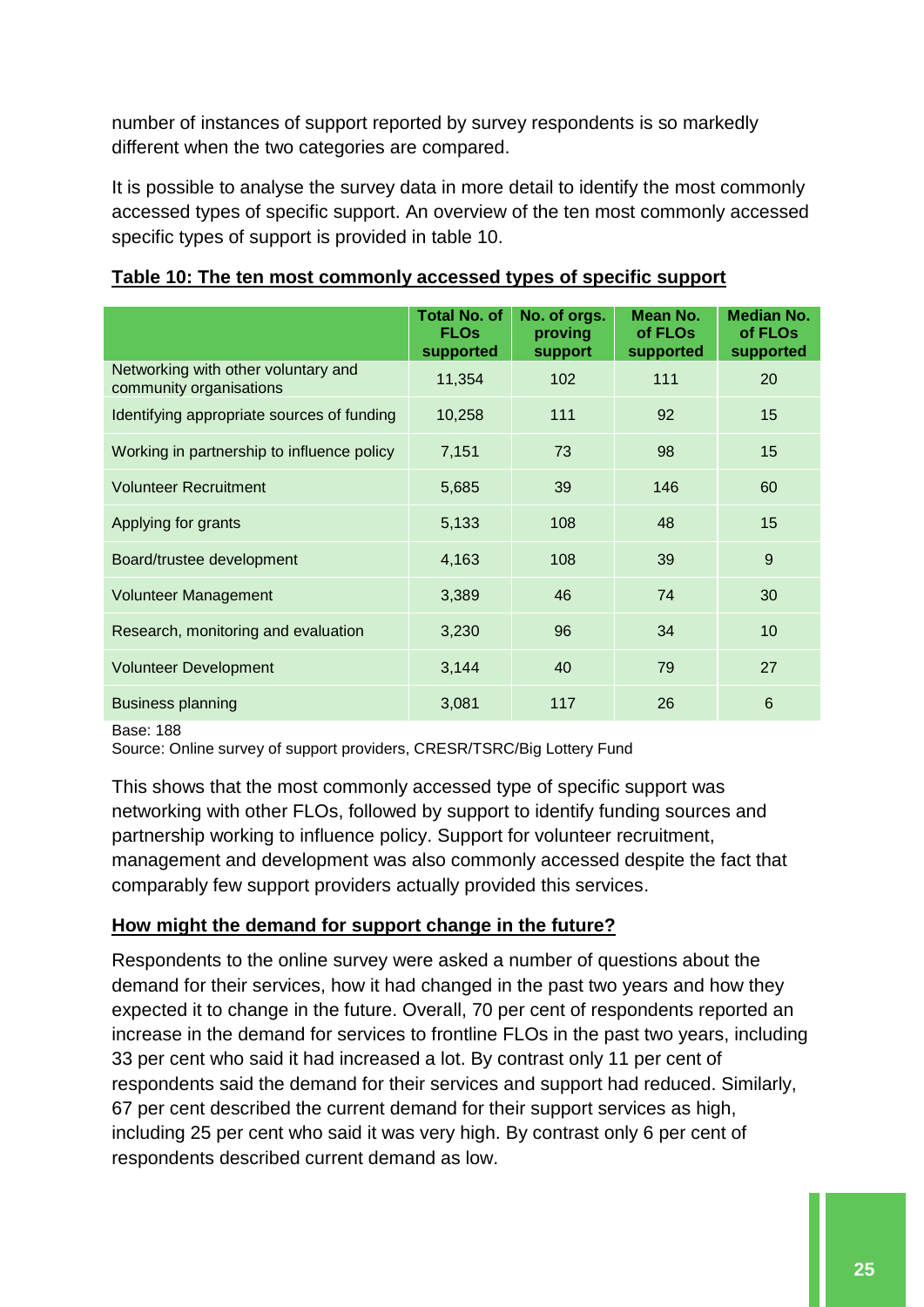number of instances of support reported by survey respondents is so markedly different when the two categories are compared.

It is possible to analyse the survey data in more detail to identify the most commonly accessed types of specific support. An overview of the ten most commonly accessed specific types of support is provided in table 10.

**Table 10: The ten most commonly accessed types of specific support**

| | Total No. of FLOs supported | No. of orgs. proving support | Mean No. of FLOs supported | Median No. of FLOs supported |
|---|---|---|---|---|
| Networking with other voluntary and community organisations | 11,354 | 102 | 111 | 20 |
| Identifying appropriate sources of funding | 10,258 | 111 | 92 | 15 |
| Working in partnership to influence policy | 7,151 | 73 | 98 | 15 |
| Volunteer Recruitment | 5,685 | 39 | 146 | 60 |
| Applying for grants | 5,133 | 108 | 48 | 15 |
| Board/trustee development | 4,163 | 108 | 39 | 9 |
| Volunteer Management | 3,389 | 46 | 74 | 30 |
| Research, monitoring and evaluation | 3,230 | 96 | 34 | 10 |
| Volunteer Development | 3,144 | 40 | 79 | 27 |
| Business planning | 3,081 | 117 | 26 | 6 |

Base: 188

Source: Online survey of support providers, CRESR/TSRC/Big Lottery Fund

This shows that the most commonly accessed type of specific support was networking with other FLOs, followed by support to identify funding sources and partnership working to influence policy. Support for volunteer recruitment, management and development was also commonly accessed despite the fact that comparably few support providers actually provided this services.

**How might the demand for support change in the future?**

Respondents to the online survey were asked a number of questions about the demand for their services, how it had changed in the past two years and how they expected it to change in the future. Overall, 70 per cent of respondents reported an increase in the demand for services to frontline FLOs in the past two years, including 33 per cent who said it had increased a lot. By contrast only 11 per cent of respondents said the demand for their services and support had reduced. Similarly, 67 per cent described the current demand for their support services as high, including 25 per cent who said it was very high. By contrast only 6 per cent of respondents described current demand as low.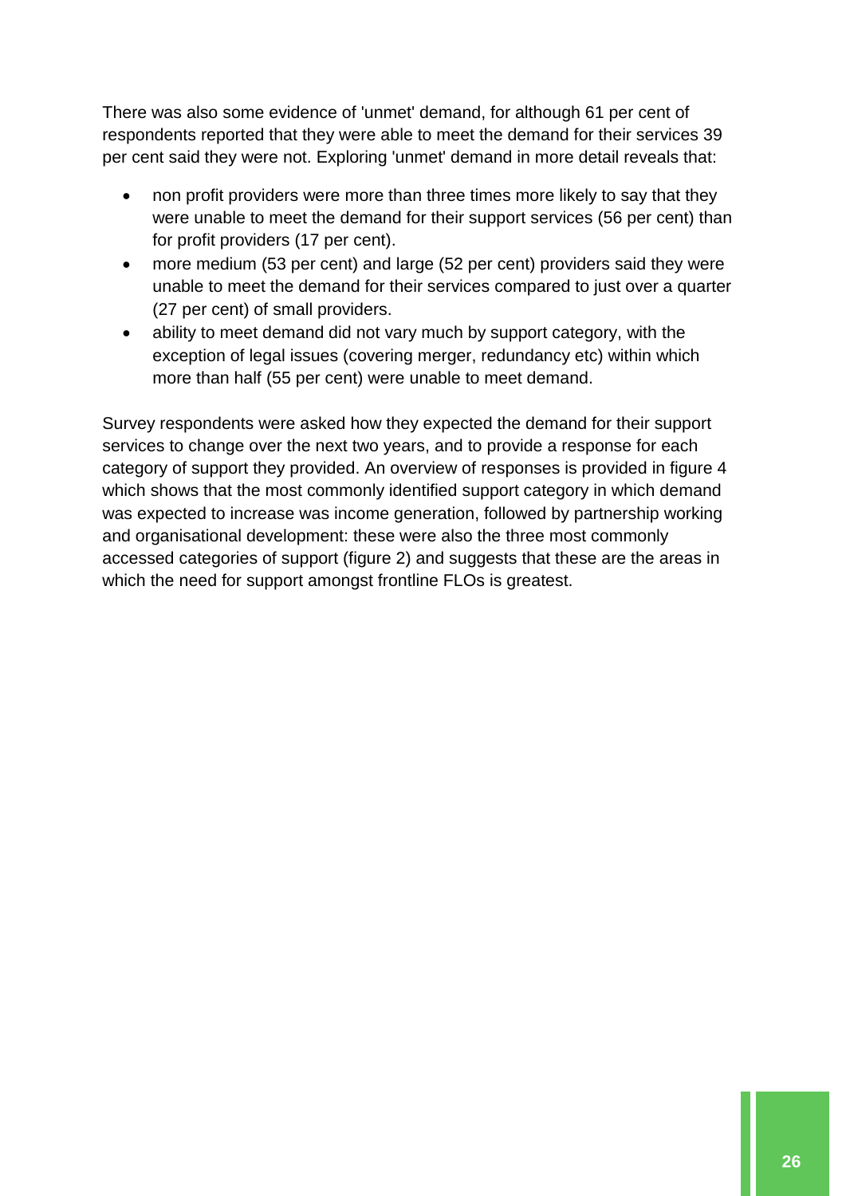There was also some evidence of 'unmet' demand, for although 61 per cent of respondents reported that they were able to meet the demand for their services 39 per cent said they were not. Exploring 'unmet' demand in more detail reveals that:

- non profit providers were more than three times more likely to say that they were unable to meet the demand for their support services (56 per cent) than for profit providers (17 per cent).
- more medium (53 per cent) and large (52 per cent) providers said they were unable to meet the demand for their services compared to just over a quarter (27 per cent) of small providers.
- ability to meet demand did not vary much by support category, with the exception of legal issues (covering merger, redundancy etc) within which more than half (55 per cent) were unable to meet demand.

Survey respondents were asked how they expected the demand for their support services to change over the next two years, and to provide a response for each category of support they provided. An overview of responses is provided in figure 4 which shows that the most commonly identified support category in which demand was expected to increase was income generation, followed by partnership working and organisational development: these were also the three most commonly accessed categories of support (figure 2) and suggests that these are the areas in which the need for support amongst frontline FLOs is greatest.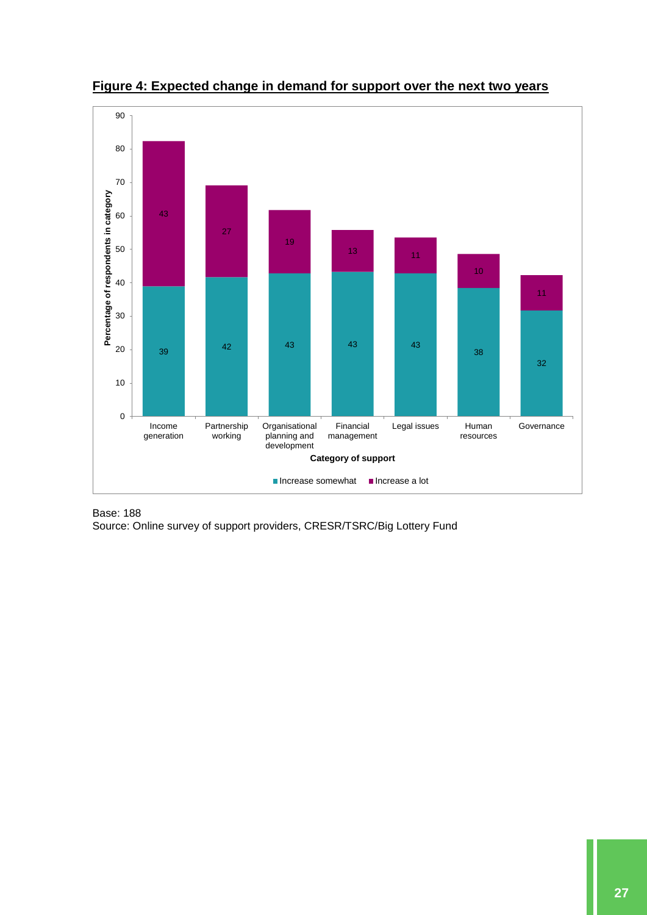**Figure 4: Expected change in demand for support over the next two years**

| Category of support | Increase somewhat | Increase a lot |
|---|---|---|
| Income generation | 39 | 43 |
| Partnership working | 42 | 27 |
| Organisational planning and development | 43 | 19 |
| Financial management | 43 | 13 |
| Legal issues | 43 | 11 |
| Human resources | 38 | 10 |
| Governance | 32 | 11 |

Base: 188
Source: Online survey of support providers, CRESR/TSRC/Big Lottery Fund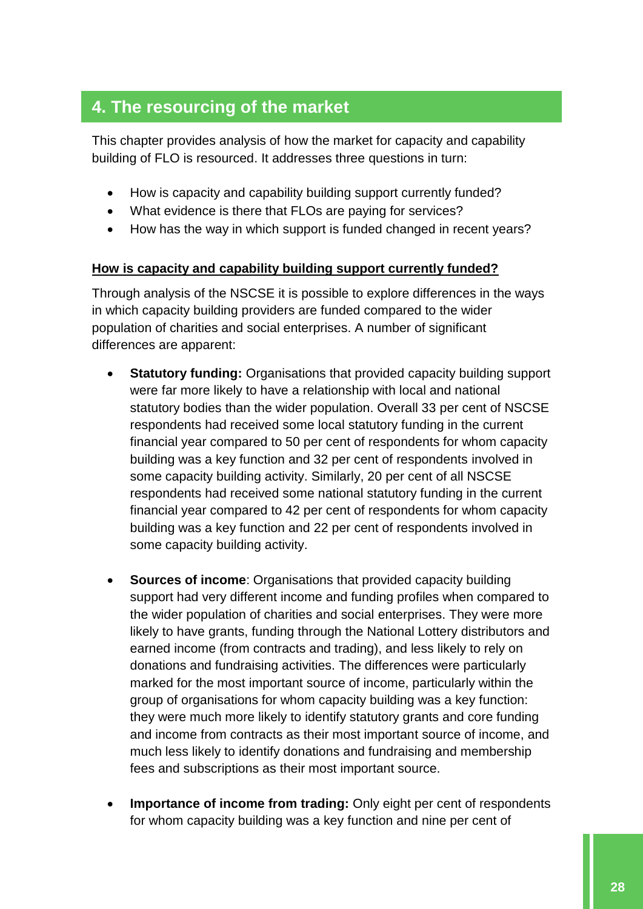## 4. The resourcing of the market

This chapter provides analysis of how the market for capacity and capability building of FLO is resourced. It addresses three questions in turn:

- How is capacity and capability building support currently funded?
- What evidence is there that FLOs are paying for services?
- How has the way in which support is funded changed in recent years?

### How is capacity and capability building support currently funded?

Through analysis of the NSCSE it is possible to explore differences in the ways in which capacity building providers are funded compared to the wider population of charities and social enterprises. A number of significant differences are apparent:

- **Statutory funding:** Organisations that provided capacity building support were far more likely to have a relationship with local and national statutory bodies than the wider population. Overall 33 per cent of NSCSE respondents had received some local statutory funding in the current financial year compared to 50 per cent of respondents for whom capacity building was a key function and 32 per cent of respondents involved in some capacity building activity. Similarly, 20 per cent of all NSCSE respondents had received some national statutory funding in the current financial year compared to 42 per cent of respondents for whom capacity building was a key function and 22 per cent of respondents involved in some capacity building activity.

- **Sources of income**: Organisations that provided capacity building support had very different income and funding profiles when compared to the wider population of charities and social enterprises. They were more likely to have grants, funding through the National Lottery distributors and earned income (from contracts and trading), and less likely to rely on donations and fundraising activities. The differences were particularly marked for the most important source of income, particularly within the group of organisations for whom capacity building was a key function: they were much more likely to identify statutory grants and core funding and income from contracts as their most important source of income, and much less likely to identify donations and fundraising and membership fees and subscriptions as their most important source.

- **Importance of income from trading:** Only eight per cent of respondents for whom capacity building was a key function and nine per cent of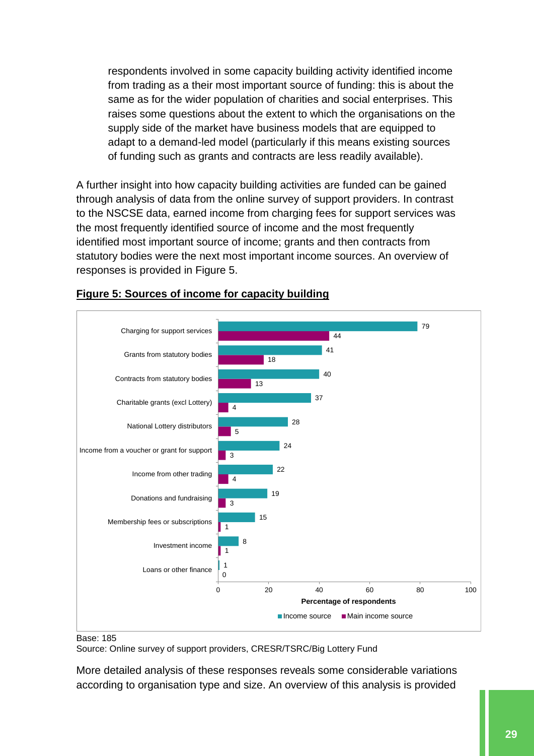respondents involved in some capacity building activity identified income from trading as a their most important source of funding: this is about the same as for the wider population of charities and social enterprises. This raises some questions about the extent to which the organisations on the supply side of the market have business models that are equipped to adapt to a demand-led model (particularly if this means existing sources of funding such as grants and contracts are less readily available).

A further insight into how capacity building activities are funded can be gained through analysis of data from the online survey of support providers. In contrast to the NSCSE data, earned income from charging fees for support services was the most frequently identified source of income and the most frequently identified most important source of income; grants and then contracts from statutory bodies were the next most important income sources. An overview of responses is provided in Figure 5.

**Figure 5: Sources of income for capacity building**

| Source | Income source (%) | Main income source (%) |
|---|---|---|
| Charging for support services | 79 | 44 |
| Grants from statutory bodies | 41 | 18 |
| Contracts from statutory bodies | 40 | 13 |
| Charitable grants (excl Lottery) | 37 | 4 |
| National Lottery distributors | 28 | 5 |
| Income from a voucher or grant for support | 24 | 3 |
| Income from other trading | 22 | 4 |
| Donations and fundraising | 19 | 3 |
| Membership fees or subscriptions | 15 | 1 |
| Investment income | 8 | 1 |
| Loans or other finance | 1 | 0 |

Base: 185
Source: Online survey of support providers, CRESR/TSRC/Big Lottery Fund

More detailed analysis of these responses reveals some considerable variations according to organisation type and size. An overview of this analysis is provided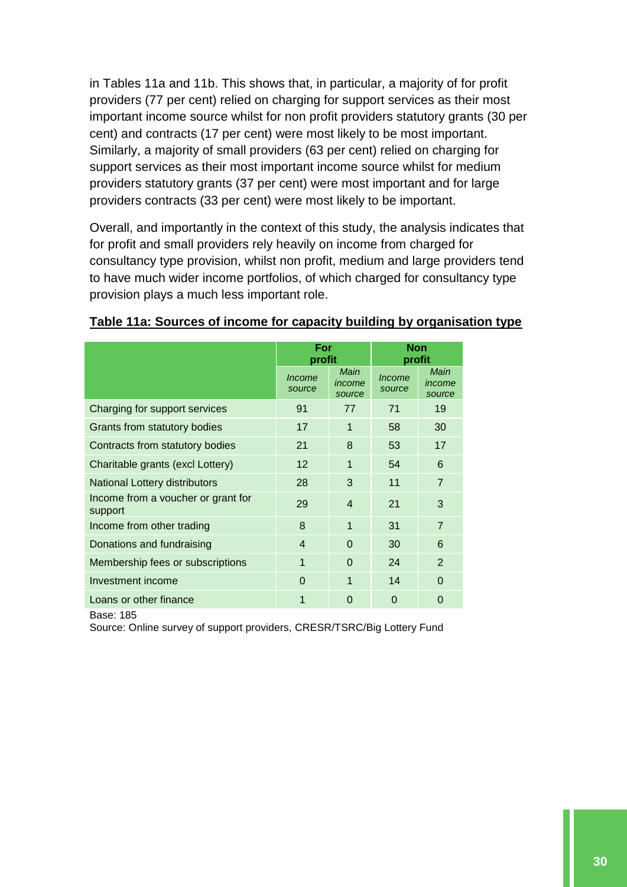in Tables 11a and 11b. This shows that, in particular, a majority of for profit providers (77 per cent) relied on charging for support services as their most important income source whilst for non profit providers statutory grants (30 per cent) and contracts (17 per cent) were most likely to be most important. Similarly, a majority of small providers (63 per cent) relied on charging for support services as their most important income source whilst for medium providers statutory grants (37 per cent) were most important and for large providers contracts (33 per cent) were most likely to be important.

Overall, and importantly in the context of this study, the analysis indicates that for profit and small providers rely heavily on income from charged for consultancy type provision, whilst non profit, medium and large providers tend to have much wider income portfolios, of which charged for consultancy type provision plays a much less important role.

**Table 11a: Sources of income for capacity building by organisation type**

| | For profit | | Non profit | |
|---|---|---|---|---|
| | *Income source* | *Main income source* | *Income source* | *Main income source* |
| Charging for support services | 91 | 77 | 71 | 19 |
| Grants from statutory bodies | 17 | 1 | 58 | 30 |
| Contracts from statutory bodies | 21 | 8 | 53 | 17 |
| Charitable grants (excl Lottery) | 12 | 1 | 54 | 6 |
| National Lottery distributors | 28 | 3 | 11 | 7 |
| Income from a voucher or grant for support | 29 | 4 | 21 | 3 |
| Income from other trading | 8 | 1 | 31 | 7 |
| Donations and fundraising | 4 | 0 | 30 | 6 |
| Membership fees or subscriptions | 1 | 0 | 24 | 2 |
| Investment income | 0 | 1 | 14 | 0 |
| Loans or other finance | 1 | 0 | 0 | 0 |

Base: 185

Source: Online survey of support providers, CRESR/TSRC/Big Lottery Fund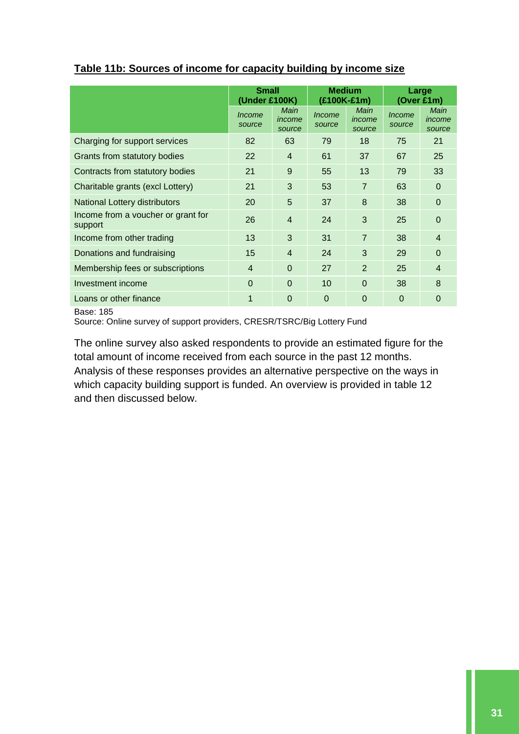**Table 11b: Sources of income for capacity building by income size**

| | Small (Under £100K) | | Medium (£100K-£1m) | | Large (Over £1m) | |
|---|---|---|---|---|---|---|
| | *Income source* | *Main income source* | *Income source* | *Main income source* | *Income source* | *Main income source* |
| Charging for support services | 82 | 63 | 79 | 18 | 75 | 21 |
| Grants from statutory bodies | 22 | 4 | 61 | 37 | 67 | 25 |
| Contracts from statutory bodies | 21 | 9 | 55 | 13 | 79 | 33 |
| Charitable grants (excl Lottery) | 21 | 3 | 53 | 7 | 63 | 0 |
| National Lottery distributors | 20 | 5 | 37 | 8 | 38 | 0 |
| Income from a voucher or grant for support | 26 | 4 | 24 | 3 | 25 | 0 |
| Income from other trading | 13 | 3 | 31 | 7 | 38 | 4 |
| Donations and fundraising | 15 | 4 | 24 | 3 | 29 | 0 |
| Membership fees or subscriptions | 4 | 0 | 27 | 2 | 25 | 4 |
| Investment income | 0 | 0 | 10 | 0 | 38 | 8 |
| Loans or other finance | 1 | 0 | 0 | 0 | 0 | 0 |

Base: 185

Source: Online survey of support providers, CRESR/TSRC/Big Lottery Fund

The online survey also asked respondents to provide an estimated figure for the total amount of income received from each source in the past 12 months. Analysis of these responses provides an alternative perspective on the ways in which capacity building support is funded. An overview is provided in table 12 and then discussed below.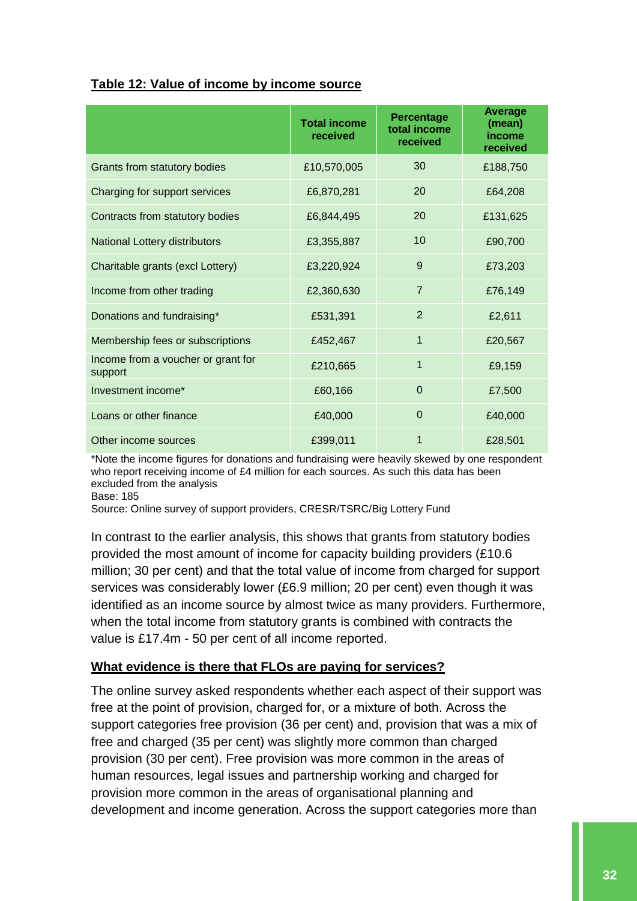**Table 12: Value of income by income source**

| | Total income received | Percentage total income received | Average (mean) income received |
|---|---|---|---|
| Grants from statutory bodies | £10,570,005 | 30 | £188,750 |
| Charging for support services | £6,870,281 | 20 | £64,208 |
| Contracts from statutory bodies | £6,844,495 | 20 | £131,625 |
| National Lottery distributors | £3,355,887 | 10 | £90,700 |
| Charitable grants (excl Lottery) | £3,220,924 | 9 | £73,203 |
| Income from other trading | £2,360,630 | 7 | £76,149 |
| Donations and fundraising* | £531,391 | 2 | £2,611 |
| Membership fees or subscriptions | £452,467 | 1 | £20,567 |
| Income from a voucher or grant for support | £210,665 | 1 | £9,159 |
| Investment income* | £60,166 | 0 | £7,500 |
| Loans or other finance | £40,000 | 0 | £40,000 |
| Other income sources | £399,011 | 1 | £28,501 |

*Note the income figures for donations and fundraising were heavily skewed by one respondent who report receiving income of £4 million for each sources. As such this data has been excluded from the analysis

Base: 185

Source: Online survey of support providers, CRESR/TSRC/Big Lottery Fund

In contrast to the earlier analysis, this shows that grants from statutory bodies provided the most amount of income for capacity building providers (£10.6 million; 30 per cent) and that the total value of income from charged for support services was considerably lower (£6.9 million; 20 per cent) even though it was identified as an income source by almost twice as many providers. Furthermore, when the total income from statutory grants is combined with contracts the value is £17.4m - 50 per cent of all income reported.

### What evidence is there that FLOs are paying for services?

The online survey asked respondents whether each aspect of their support was free at the point of provision, charged for, or a mixture of both. Across the support categories free provision (36 per cent) and, provision that was a mix of free and charged (35 per cent) was slightly more common than charged provision (30 per cent). Free provision was more common in the areas of human resources, legal issues and partnership working and charged for provision more common in the areas of organisational planning and development and income generation. Across the support categories more than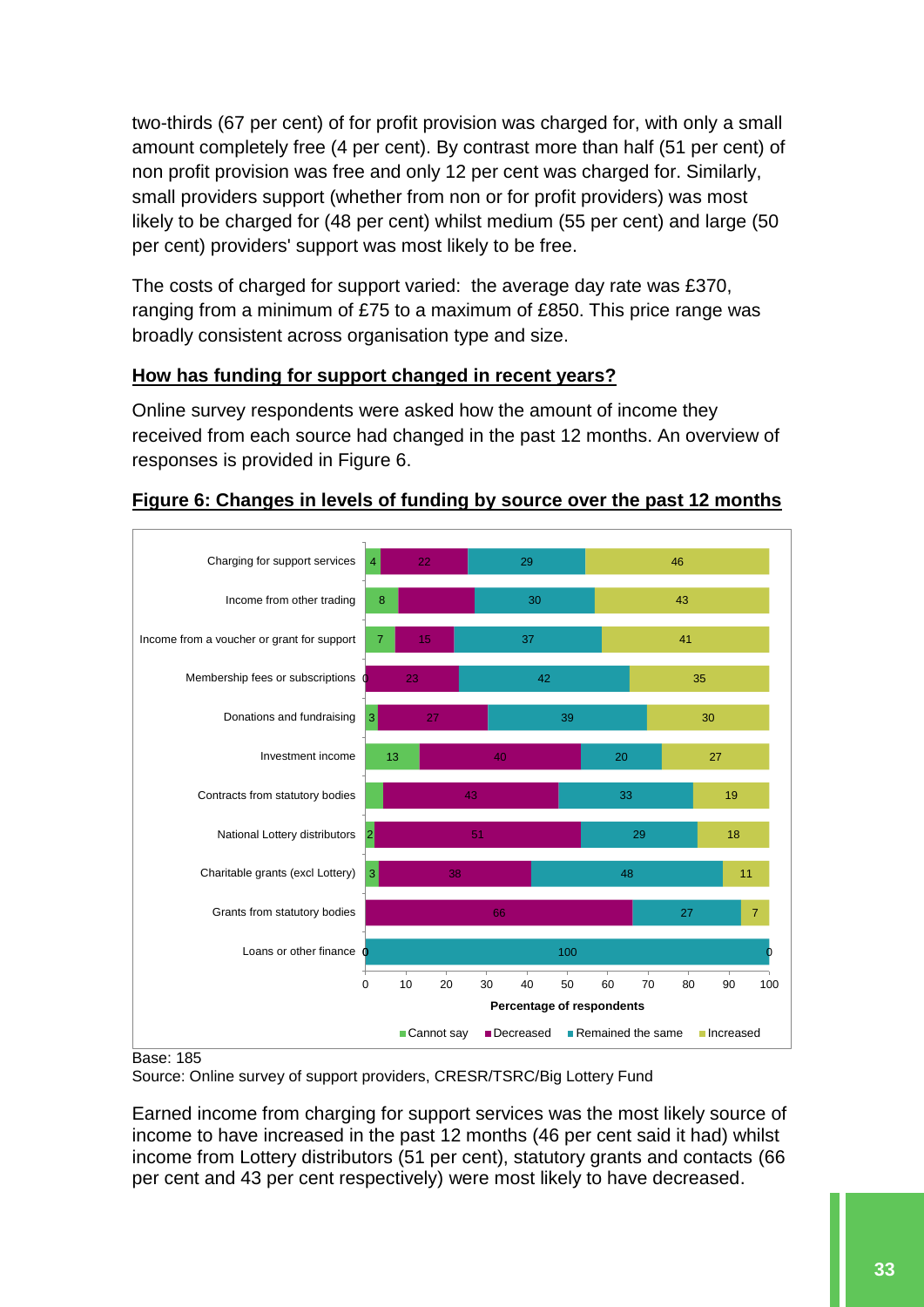two-thirds (67 per cent) of for profit provision was charged for, with only a small amount completely free (4 per cent). By contrast more than half (51 per cent) of non profit provision was free and only 12 per cent was charged for. Similarly, small providers support (whether from non or for profit providers) was most likely to be charged for (48 per cent) whilst medium (55 per cent) and large (50 per cent) providers' support was most likely to be free.

The costs of charged for support varied: the average day rate was £370, ranging from a minimum of £75 to a maximum of £850. This price range was broadly consistent across organisation type and size.

**How has funding for support changed in recent years?**

Online survey respondents were asked how the amount of income they received from each source had changed in the past 12 months. An overview of responses is provided in Figure 6.

**Figure 6: Changes in levels of funding by source over the past 12 months**

| Source | Cannot say | Decreased | Remained the same | Increased |
|---|---|---|---|---|
| Charging for support services | 4 | 22 | 29 | 46 |
| Income from other trading | 8 | | 30 | 43 |
| Income from a voucher or grant for support | 7 | 15 | 37 | 41 |
| Membership fees or subscriptions | 0 | 23 | 42 | 35 |
| Donations and fundraising | 3 | 27 | 39 | 30 |
| Investment income | 13 | 40 | 20 | 27 |
| Contracts from statutory bodies | | 43 | 33 | 19 |
| National Lottery distributors | 2 | 51 | 29 | 18 |
| Charitable grants (excl Lottery) | 3 | 38 | 48 | 11 |
| Grants from statutory bodies | | 66 | 27 | 7 |
| Loans or other finance | 0 | | 100 | 0 |

Percentage of respondents

Base: 185

Source: Online survey of support providers, CRESR/TSRC/Big Lottery Fund

Earned income from charging for support services was the most likely source of income to have increased in the past 12 months (46 per cent said it had) whilst income from Lottery distributors (51 per cent), statutory grants and contacts (66 per cent and 43 per cent respectively) were most likely to have decreased.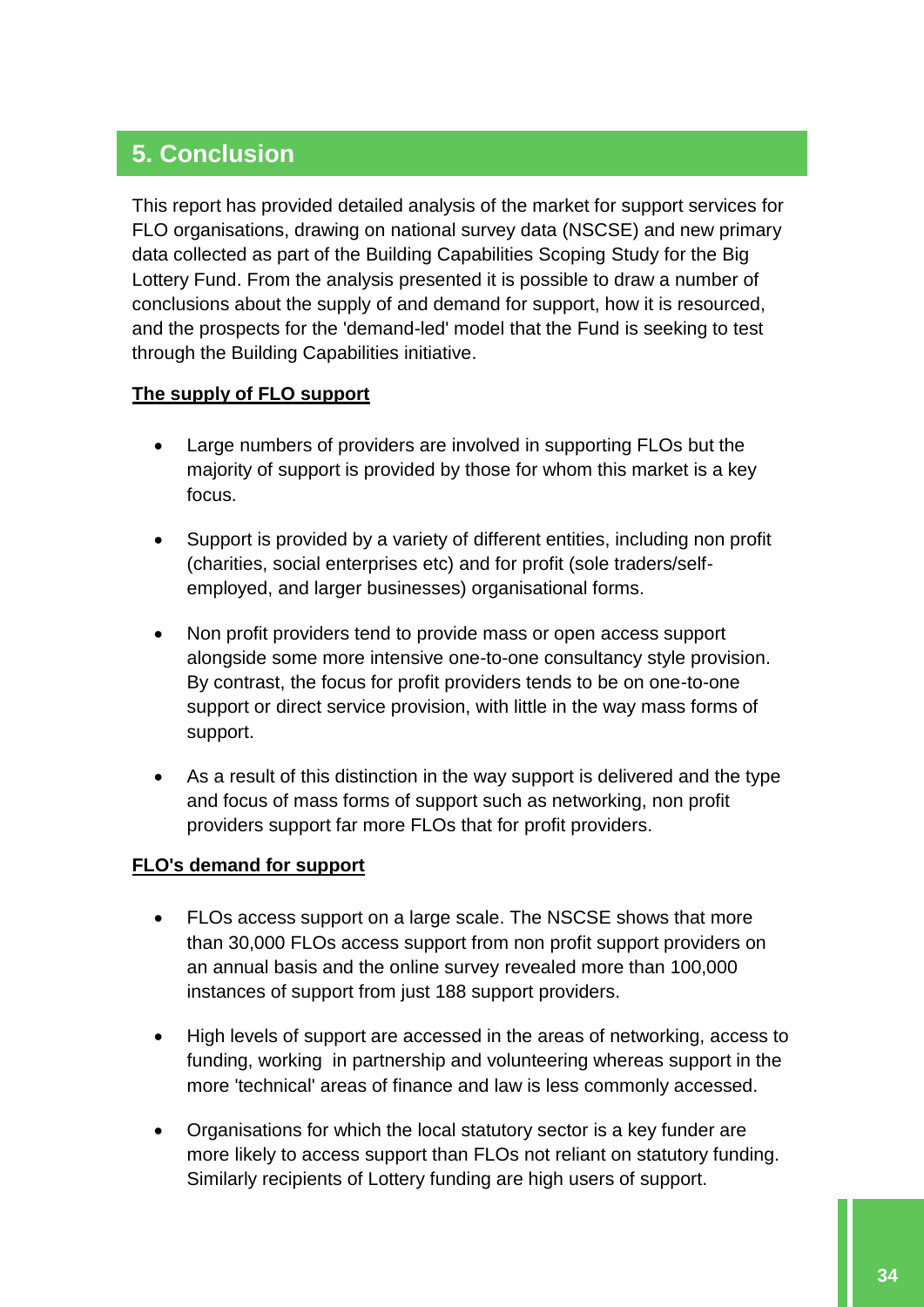## 5. Conclusion

This report has provided detailed analysis of the market for support services for FLO organisations, drawing on national survey data (NSCSE) and new primary data collected as part of the Building Capabilities Scoping Study for the Big Lottery Fund. From the analysis presented it is possible to draw a number of conclusions about the supply of and demand for support, how it is resourced, and the prospects for the 'demand-led' model that the Fund is seeking to test through the Building Capabilities initiative.

**The supply of FLO support**

- Large numbers of providers are involved in supporting FLOs but the majority of support is provided by those for whom this market is a key focus.
- Support is provided by a variety of different entities, including non profit (charities, social enterprises etc) and for profit (sole traders/self-employed, and larger businesses) organisational forms.
- Non profit providers tend to provide mass or open access support alongside some more intensive one-to-one consultancy style provision. By contrast, the focus for profit providers tends to be on one-to-one support or direct service provision, with little in the way mass forms of support.
- As a result of this distinction in the way support is delivered and the type and focus of mass forms of support such as networking, non profit providers support far more FLOs that for profit providers.

**FLO's demand for support**

- FLOs access support on a large scale. The NSCSE shows that more than 30,000 FLOs access support from non profit support providers on an annual basis and the online survey revealed more than 100,000 instances of support from just 188 support providers.
- High levels of support are accessed in the areas of networking, access to funding, working in partnership and volunteering whereas support in the more 'technical' areas of finance and law is less commonly accessed.
- Organisations for which the local statutory sector is a key funder are more likely to access support than FLOs not reliant on statutory funding. Similarly recipients of Lottery funding are high users of support.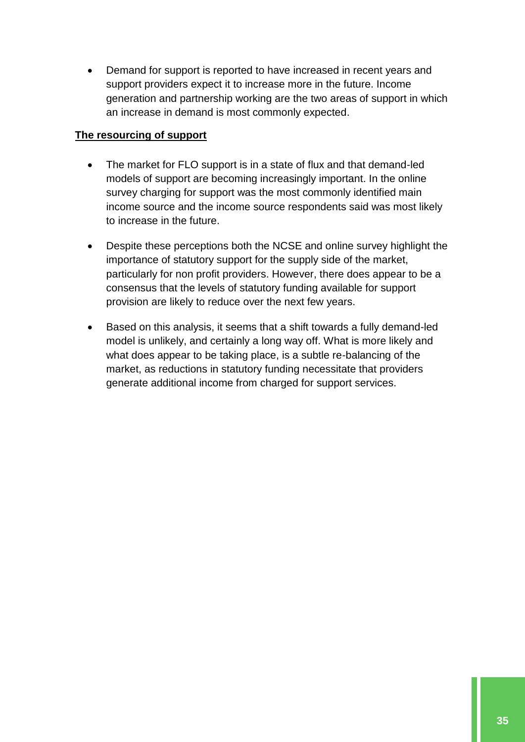- Demand for support is reported to have increased in recent years and support providers expect it to increase more in the future. Income generation and partnership working are the two areas of support in which an increase in demand is most commonly expected.

**The resourcing of support**

- The market for FLO support is in a state of flux and that demand-led models of support are becoming increasingly important. In the online survey charging for support was the most commonly identified main income source and the income source respondents said was most likely to increase in the future.

- Despite these perceptions both the NCSE and online survey highlight the importance of statutory support for the supply side of the market, particularly for non profit providers. However, there does appear to be a consensus that the levels of statutory funding available for support provision are likely to reduce over the next few years.

- Based on this analysis, it seems that a shift towards a fully demand-led model is unlikely, and certainly a long way off. What is more likely and what does appear to be taking place, is a subtle re-balancing of the market, as reductions in statutory funding necessitate that providers generate additional income from charged for support services.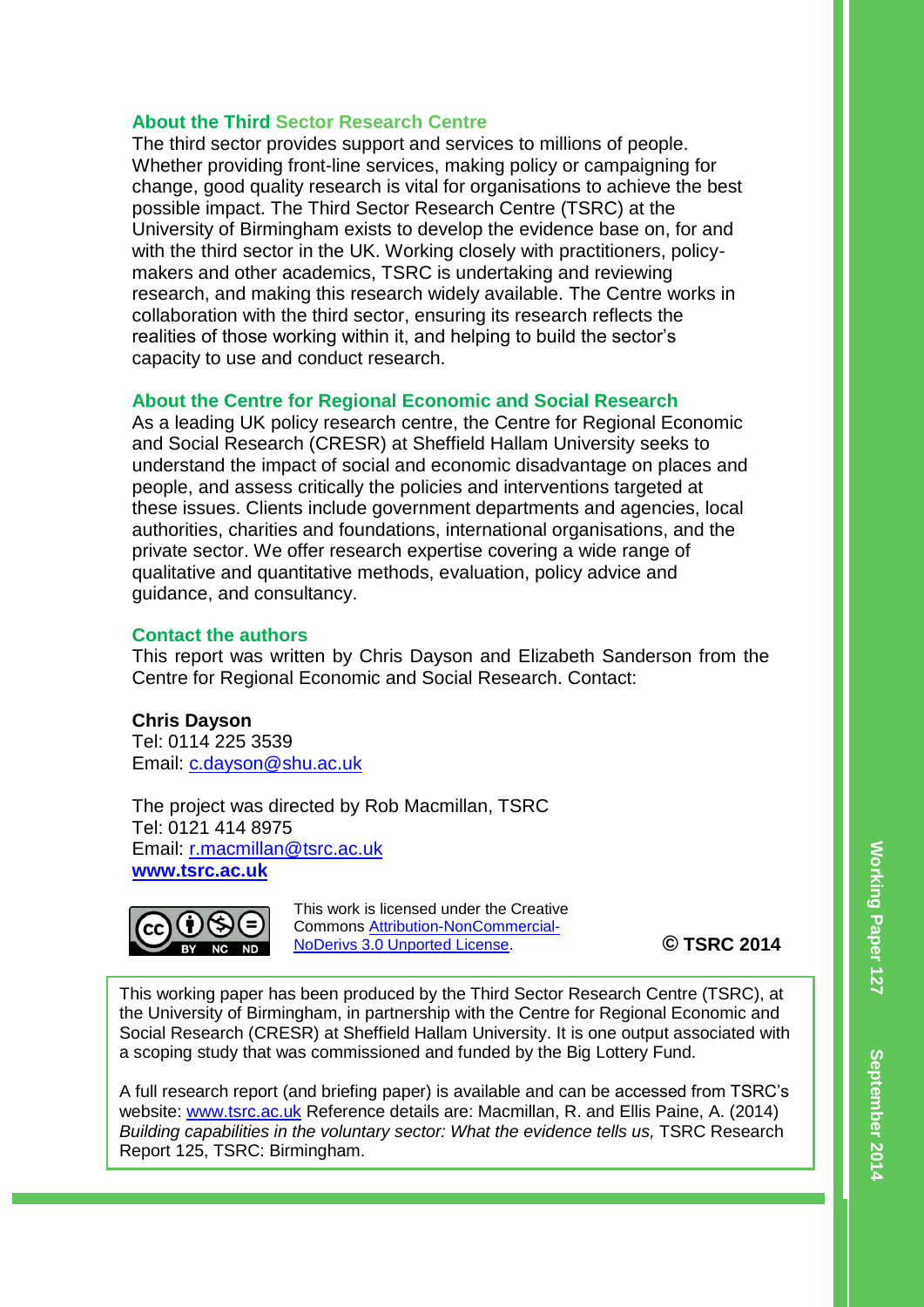## About the Third Sector Research Centre

The third sector provides support and services to millions of people. Whether providing front-line services, making policy or campaigning for change, good quality research is vital for organisations to achieve the best possible impact. The Third Sector Research Centre (TSRC) at the University of Birmingham exists to develop the evidence base on, for and with the third sector in the UK. Working closely with practitioners, policy-makers and other academics, TSRC is undertaking and reviewing research, and making this research widely available. The Centre works in collaboration with the third sector, ensuring its research reflects the realities of those working within it, and helping to build the sector's capacity to use and conduct research.

## About the Centre for Regional Economic and Social Research

As a leading UK policy research centre, the Centre for Regional Economic and Social Research (CRESR) at Sheffield Hallam University seeks to understand the impact of social and economic disadvantage on places and people, and assess critically the policies and interventions targeted at these issues. Clients include government departments and agencies, local authorities, charities and foundations, international organisations, and the private sector. We offer research expertise covering a wide range of qualitative and quantitative methods, evaluation, policy advice and guidance, and consultancy.

## Contact the authors

This report was written by Chris Dayson and Elizabeth Sanderson from the Centre for Regional Economic and Social Research. Contact:

**Chris Dayson**
Tel: 0114 225 3539
Email: c.dayson@shu.ac.uk

The project was directed by Rob Macmillan, TSRC
Tel: 0121 414 8975
Email: r.macmillan@tsrc.ac.uk
**www.tsrc.ac.uk**

This work is licensed under the Creative Commons Attribution-NonCommercial-NoDerivs 3.0 Unported License.

**© TSRC 2014**

This working paper has been produced by the Third Sector Research Centre (TSRC), at the University of Birmingham, in partnership with the Centre for Regional Economic and Social Research (CRESR) at Sheffield Hallam University. It is one output associated with a scoping study that was commissioned and funded by the Big Lottery Fund.

A full research report (and briefing paper) is available and can be accessed from TSRC's website: www.tsrc.ac.uk Reference details are: Macmillan, R. and Ellis Paine, A. (2014) *Building capabilities in the voluntary sector: What the evidence tells us,* TSRC Research Report 125, TSRC: Birmingham.

Working Paper 127 September 2014